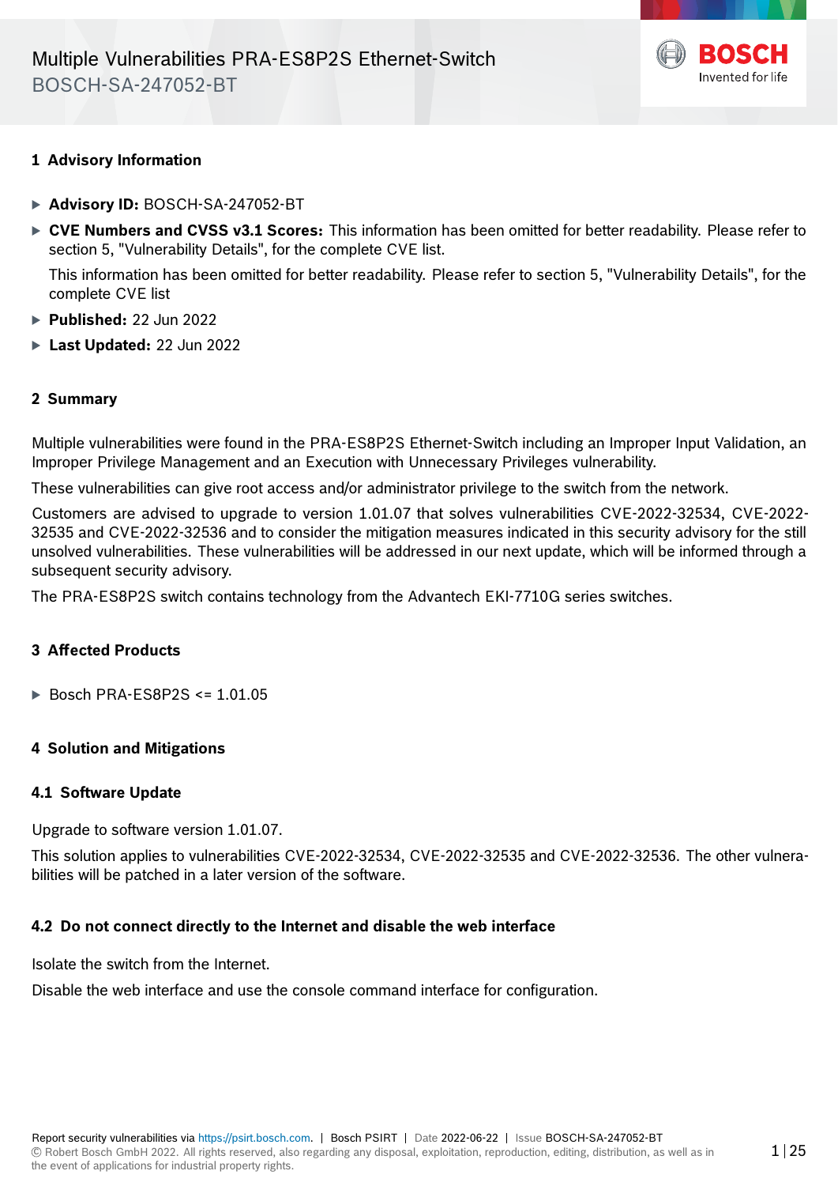# Multiple Vulnerabilities PRA-ES8P2S Ethernet-Switch

BOSCH-SA-247052-BT

## 1 Advisory Information

- **Advisory ID:** BOSCH-SA-247052-BT
- **CVE Numbers and CVSS v3.1 Scores:** This information has been omitted for better readability. Please refer to section 5, "Vulnerability Details", for the complete CVE list.

  This information has been omitted for better readability. Please refer to section 5, "Vulnerability Details", for the complete CVE list
- **Published:** 22 Jun 2022
- **Last Updated:** 22 Jun 2022

## 2 Summary

Multiple vulnerabilities were found in the PRA-ES8P2S Ethernet-Switch including an Improper Input Validation, an Improper Privilege Management and an Execution with Unnecessary Privileges vulnerability.

These vulnerabilities can give root access and/or administrator privilege to the switch from the network.

Customers are advised to upgrade to version 1.01.07 that solves vulnerabilities CVE-2022-32534, CVE-2022-32535 and CVE-2022-32536 and to consider the mitigation measures indicated in this security advisory for the still unsolved vulnerabilities. These vulnerabilities will be addressed in our next update, which will be informed through a subsequent security advisory.

The PRA-ES8P2S switch contains technology from the Advantech EKI-7710G series switches.

## 3 Affected Products

- Bosch PRA-ES8P2S <= 1.01.05

## 4 Solution and Mitigations

### 4.1 Software Update

Upgrade to software version 1.01.07.

This solution applies to vulnerabilities CVE-2022-32534, CVE-2022-32535 and CVE-2022-32536. The other vulnerabilities will be patched in a later version of the software.

### 4.2 Do not connect directly to the Internet and disable the web interface

Isolate the switch from the Internet.

Disable the web interface and use the console command interface for configuration.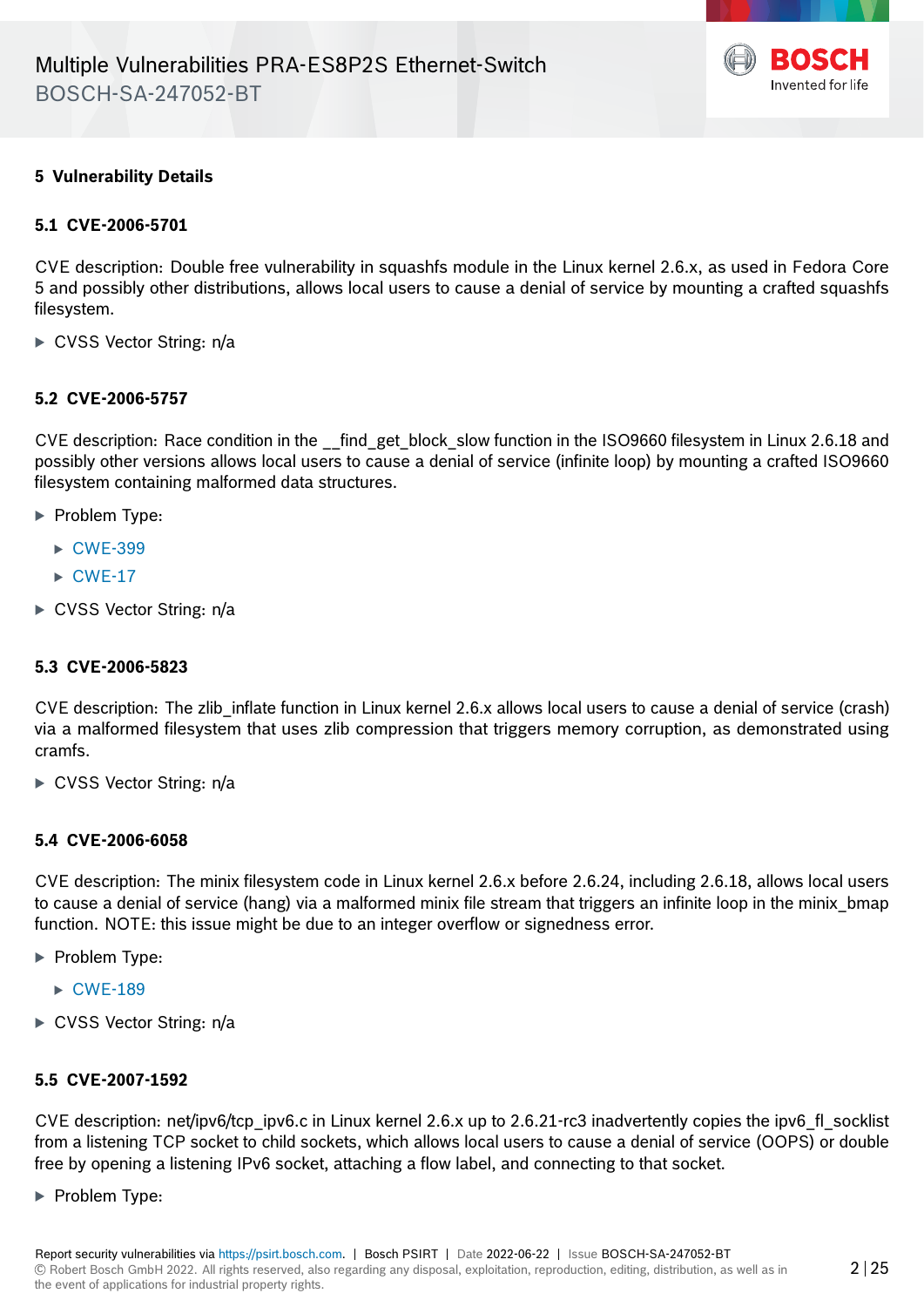## 5 Vulnerability Details

### 5.1 CVE-2006-5701

CVE description: Double free vulnerability in squashfs module in the Linux kernel 2.6.x, as used in Fedora Core 5 and possibly other distributions, allows local users to cause a denial of service by mounting a crafted squashfs filesystem.

- CVSS Vector String: n/a

### 5.2 CVE-2006-5757

CVE description: Race condition in the __find_get_block_slow function in the ISO9660 filesystem in Linux 2.6.18 and possibly other versions allows local users to cause a denial of service (infinite loop) by mounting a crafted ISO9660 filesystem containing malformed data structures.

- Problem Type:
  - CWE-399
  - CWE-17
- CVSS Vector String: n/a

### 5.3 CVE-2006-5823

CVE description: The zlib_inflate function in Linux kernel 2.6.x allows local users to cause a denial of service (crash) via a malformed filesystem that uses zlib compression that triggers memory corruption, as demonstrated using cramfs.

- CVSS Vector String: n/a

### 5.4 CVE-2006-6058

CVE description: The minix filesystem code in Linux kernel 2.6.x before 2.6.24, including 2.6.18, allows local users to cause a denial of service (hang) via a malformed minix file stream that triggers an infinite loop in the minix_bmap function. NOTE: this issue might be due to an integer overflow or signedness error.

- Problem Type:
  - CWE-189
- CVSS Vector String: n/a

### 5.5 CVE-2007-1592

CVE description: net/ipv6/tcp_ipv6.c in Linux kernel 2.6.x up to 2.6.21-rc3 inadvertently copies the ipv6_fl_socklist from a listening TCP socket to child sockets, which allows local users to cause a denial of service (OOPS) or double free by opening a listening IPv6 socket, attaching a flow label, and connecting to that socket.

- Problem Type: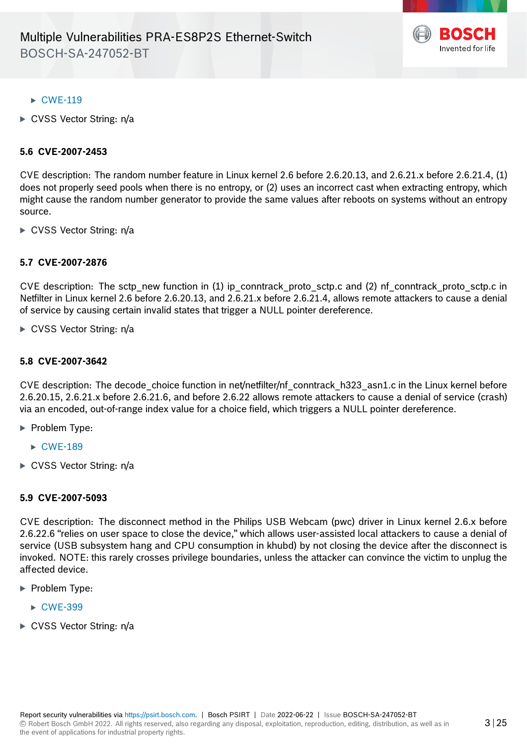- CWE-119
- CVSS Vector String: n/a

### 5.6 CVE-2007-2453

CVE description: The random number feature in Linux kernel 2.6 before 2.6.20.13, and 2.6.21.x before 2.6.21.4, (1) does not properly seed pools when there is no entropy, or (2) uses an incorrect cast when extracting entropy, which might cause the random number generator to provide the same values after reboots on systems without an entropy source.

- CVSS Vector String: n/a

### 5.7 CVE-2007-2876

CVE description: The sctp_new function in (1) ip_conntrack_proto_sctp.c and (2) nf_conntrack_proto_sctp.c in Netfilter in Linux kernel 2.6 before 2.6.20.13, and 2.6.21.x before 2.6.21.4, allows remote attackers to cause a denial of service by causing certain invalid states that trigger a NULL pointer dereference.

- CVSS Vector String: n/a

### 5.8 CVE-2007-3642

CVE description: The decode_choice function in net/netfilter/nf_conntrack_h323_asn1.c in the Linux kernel before 2.6.20.15, 2.6.21.x before 2.6.21.6, and before 2.6.22 allows remote attackers to cause a denial of service (crash) via an encoded, out-of-range index value for a choice field, which triggers a NULL pointer dereference.

- Problem Type:
  - CWE-189
- CVSS Vector String: n/a

### 5.9 CVE-2007-5093

CVE description: The disconnect method in the Philips USB Webcam (pwc) driver in Linux kernel 2.6.x before 2.6.22.6 "relies on user space to close the device," which allows user-assisted local attackers to cause a denial of service (USB subsystem hang and CPU consumption in khubd) by not closing the device after the disconnect is invoked. NOTE: this rarely crosses privilege boundaries, unless the attacker can convince the victim to unplug the affected device.

- Problem Type:
  - CWE-399
- CVSS Vector String: n/a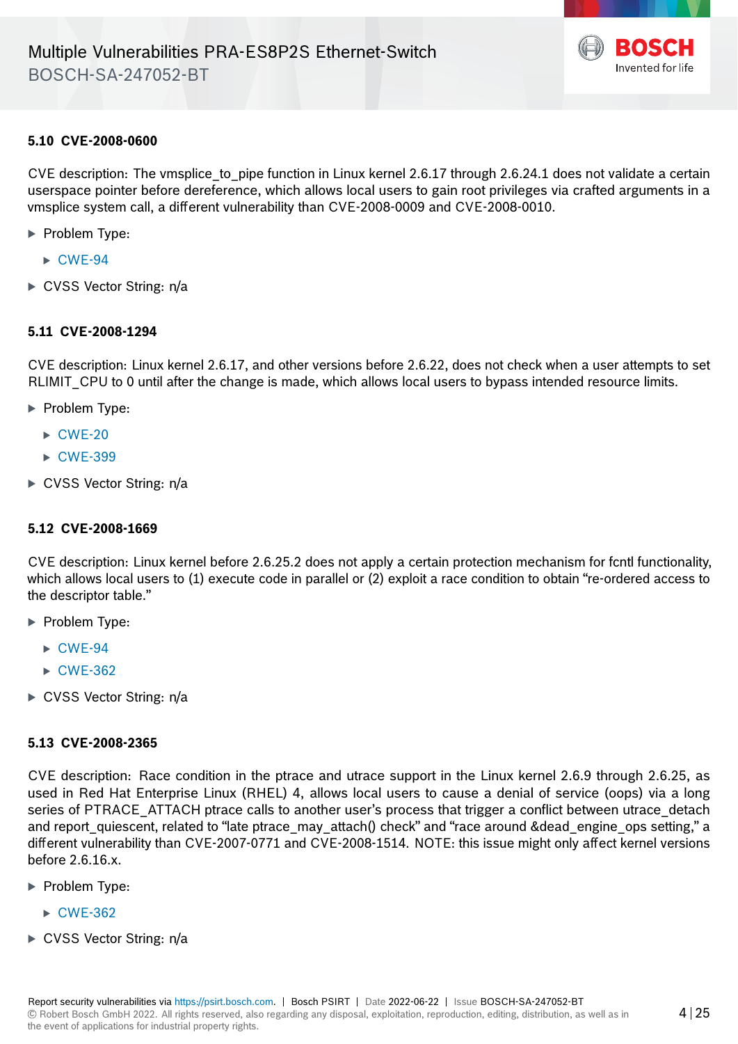### 5.10 CVE-2008-0600

CVE description: The vmsplice_to_pipe function in Linux kernel 2.6.17 through 2.6.24.1 does not validate a certain userspace pointer before dereference, which allows local users to gain root privileges via crafted arguments in a vmsplice system call, a different vulnerability than CVE-2008-0009 and CVE-2008-0010.

- Problem Type:
  - CWE-94
- CVSS Vector String: n/a

### 5.11 CVE-2008-1294

CVE description: Linux kernel 2.6.17, and other versions before 2.6.22, does not check when a user attempts to set RLIMIT_CPU to 0 until after the change is made, which allows local users to bypass intended resource limits.

- Problem Type:
  - CWE-20
  - CWE-399
- CVSS Vector String: n/a

### 5.12 CVE-2008-1669

CVE description: Linux kernel before 2.6.25.2 does not apply a certain protection mechanism for fcntl functionality, which allows local users to (1) execute code in parallel or (2) exploit a race condition to obtain "re-ordered access to the descriptor table."

- Problem Type:
  - CWE-94
  - CWE-362
- CVSS Vector String: n/a

### 5.13 CVE-2008-2365

CVE description: Race condition in the ptrace and utrace support in the Linux kernel 2.6.9 through 2.6.25, as used in Red Hat Enterprise Linux (RHEL) 4, allows local users to cause a denial of service (oops) via a long series of PTRACE_ATTACH ptrace calls to another user's process that trigger a conflict between utrace_detach and report_quiescent, related to "late ptrace_may_attach() check" and "race around &dead_engine_ops setting," a different vulnerability than CVE-2007-0771 and CVE-2008-1514. NOTE: this issue might only affect kernel versions before 2.6.16.x.

- Problem Type:
  - CWE-362
- CVSS Vector String: n/a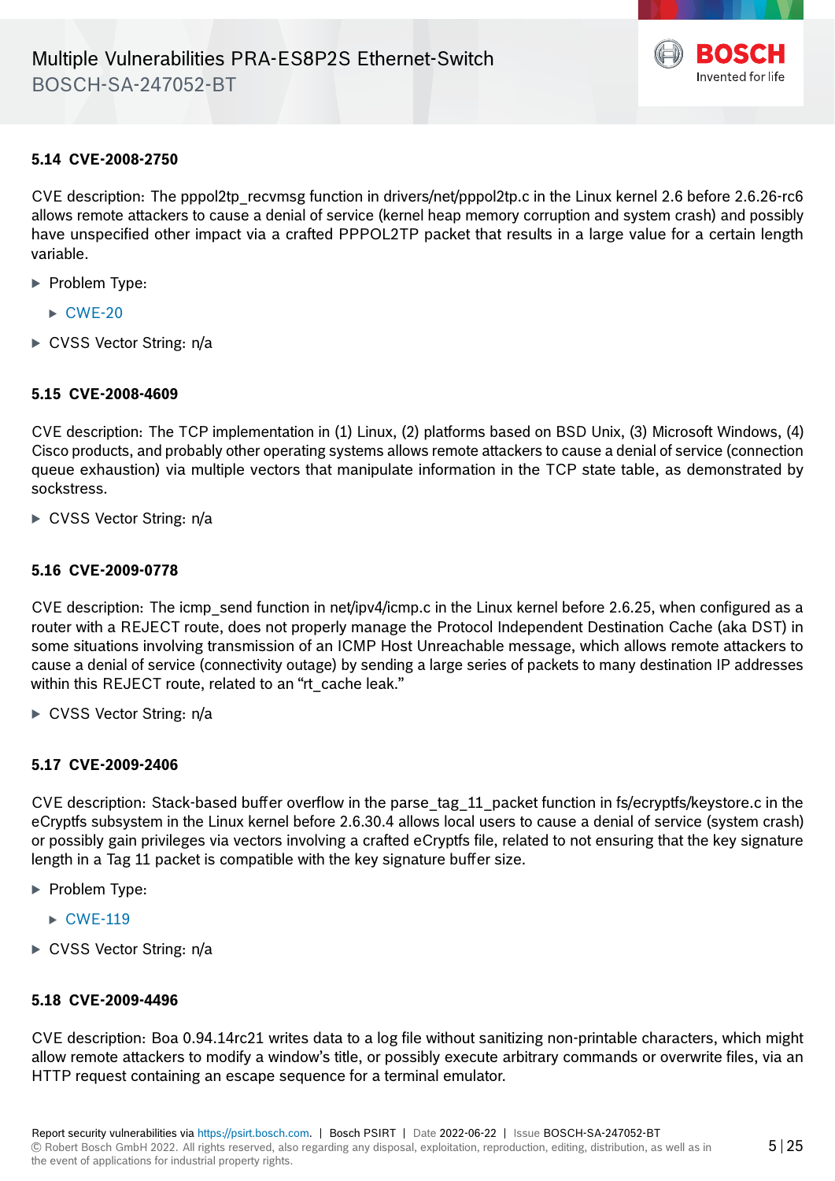### 5.14 CVE-2008-2750

CVE description: The pppol2tp_recvmsg function in drivers/net/pppol2tp.c in the Linux kernel 2.6 before 2.6.26-rc6 allows remote attackers to cause a denial of service (kernel heap memory corruption and system crash) and possibly have unspecified other impact via a crafted PPPOL2TP packet that results in a large value for a certain length variable.

- Problem Type:
  - CWE-20
- CVSS Vector String: n/a

### 5.15 CVE-2008-4609

CVE description: The TCP implementation in (1) Linux, (2) platforms based on BSD Unix, (3) Microsoft Windows, (4) Cisco products, and probably other operating systems allows remote attackers to cause a denial of service (connection queue exhaustion) via multiple vectors that manipulate information in the TCP state table, as demonstrated by sockstress.

- CVSS Vector String: n/a

### 5.16 CVE-2009-0778

CVE description: The icmp_send function in net/ipv4/icmp.c in the Linux kernel before 2.6.25, when configured as a router with a REJECT route, does not properly manage the Protocol Independent Destination Cache (aka DST) in some situations involving transmission of an ICMP Host Unreachable message, which allows remote attackers to cause a denial of service (connectivity outage) by sending a large series of packets to many destination IP addresses within this REJECT route, related to an "rt_cache leak."

- CVSS Vector String: n/a

### 5.17 CVE-2009-2406

CVE description: Stack-based buffer overflow in the parse_tag_11_packet function in fs/ecryptfs/keystore.c in the eCryptfs subsystem in the Linux kernel before 2.6.30.4 allows local users to cause a denial of service (system crash) or possibly gain privileges via vectors involving a crafted eCryptfs file, related to not ensuring that the key signature length in a Tag 11 packet is compatible with the key signature buffer size.

- Problem Type:
  - CWE-119
- CVSS Vector String: n/a

### 5.18 CVE-2009-4496

CVE description: Boa 0.94.14rc21 writes data to a log file without sanitizing non-printable characters, which might allow remote attackers to modify a window's title, or possibly execute arbitrary commands or overwrite files, via an HTTP request containing an escape sequence for a terminal emulator.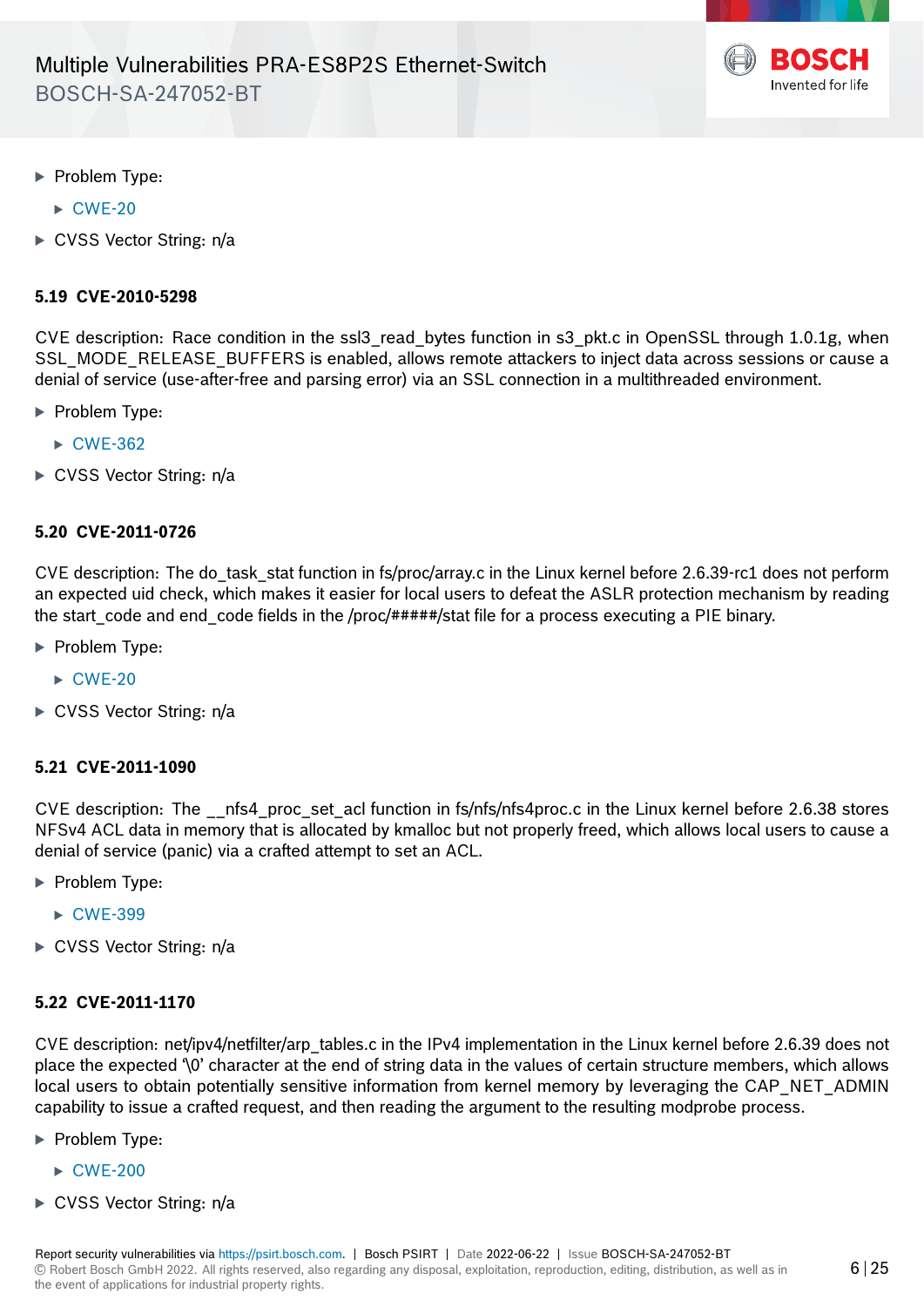- Problem Type:
  - CWE-20
- CVSS Vector String: n/a

### 5.19 CVE-2010-5298

CVE description: Race condition in the ssl3_read_bytes function in s3_pkt.c in OpenSSL through 1.0.1g, when SSL_MODE_RELEASE_BUFFERS is enabled, allows remote attackers to inject data across sessions or cause a denial of service (use-after-free and parsing error) via an SSL connection in a multithreaded environment.

- Problem Type:
  - CWE-362
- CVSS Vector String: n/a

### 5.20 CVE-2011-0726

CVE description: The do_task_stat function in fs/proc/array.c in the Linux kernel before 2.6.39-rc1 does not perform an expected uid check, which makes it easier for local users to defeat the ASLR protection mechanism by reading the start_code and end_code fields in the /proc/#####/stat file for a process executing a PIE binary.

- Problem Type:
  - CWE-20
- CVSS Vector String: n/a

### 5.21 CVE-2011-1090

CVE description: The __nfs4_proc_set_acl function in fs/nfs/nfs4proc.c in the Linux kernel before 2.6.38 stores NFSv4 ACL data in memory that is allocated by kmalloc but not properly freed, which allows local users to cause a denial of service (panic) via a crafted attempt to set an ACL.

- Problem Type:
  - CWE-399
- CVSS Vector String: n/a

### 5.22 CVE-2011-1170

CVE description: net/ipv4/netfilter/arp_tables.c in the IPv4 implementation in the Linux kernel before 2.6.39 does not place the expected '\0' character at the end of string data in the values of certain structure members, which allows local users to obtain potentially sensitive information from kernel memory by leveraging the CAP_NET_ADMIN capability to issue a crafted request, and then reading the argument to the resulting modprobe process.

- Problem Type:
  - CWE-200
- CVSS Vector String: n/a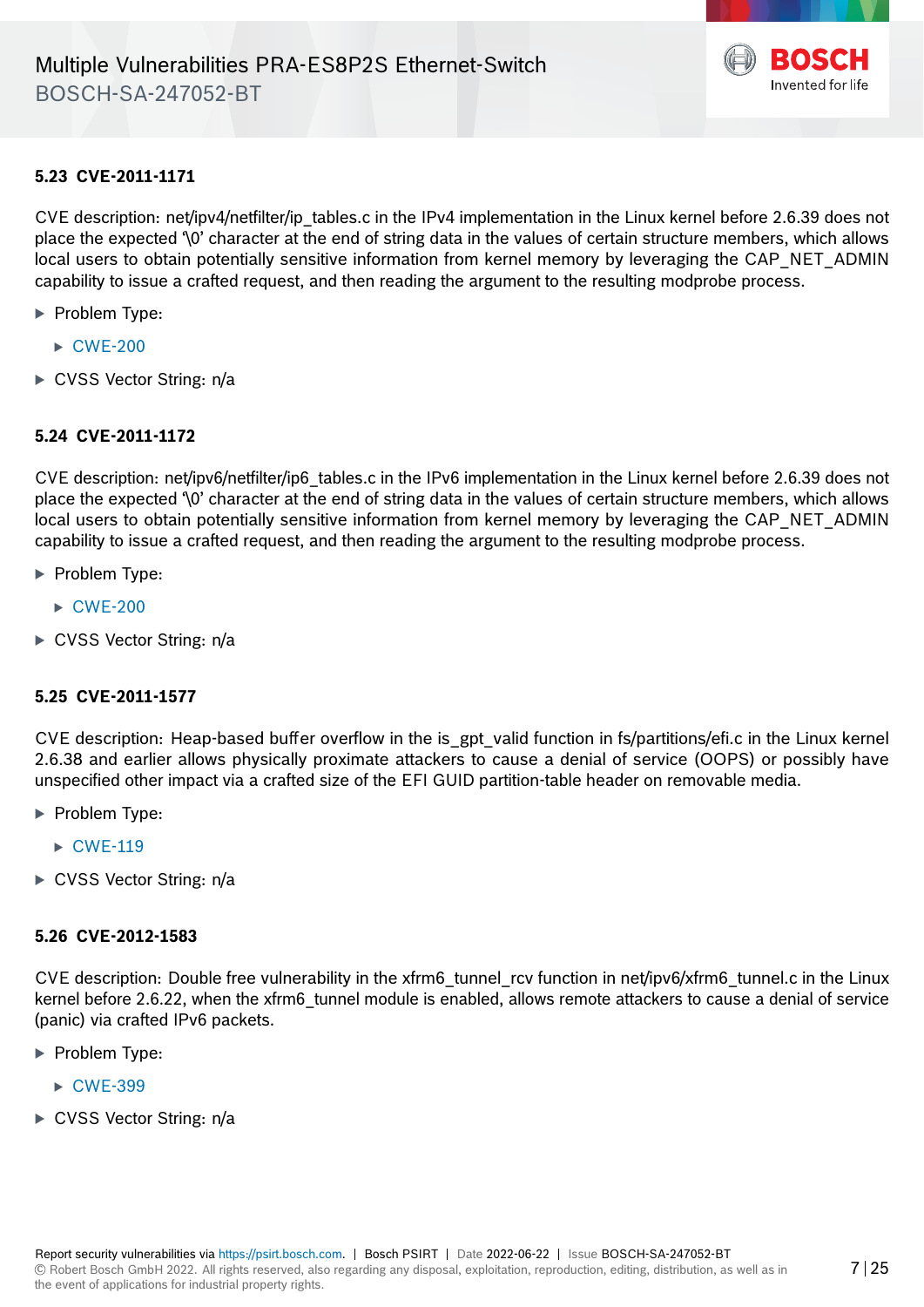### 5.23 CVE-2011-1171

CVE description: net/ipv4/netfilter/ip_tables.c in the IPv4 implementation in the Linux kernel before 2.6.39 does not place the expected '\0' character at the end of string data in the values of certain structure members, which allows local users to obtain potentially sensitive information from kernel memory by leveraging the CAP_NET_ADMIN capability to issue a crafted request, and then reading the argument to the resulting modprobe process.

- Problem Type:
  - CWE-200
- CVSS Vector String: n/a

### 5.24 CVE-2011-1172

CVE description: net/ipv6/netfilter/ip6_tables.c in the IPv6 implementation in the Linux kernel before 2.6.39 does not place the expected '\0' character at the end of string data in the values of certain structure members, which allows local users to obtain potentially sensitive information from kernel memory by leveraging the CAP_NET_ADMIN capability to issue a crafted request, and then reading the argument to the resulting modprobe process.

- Problem Type:
  - CWE-200
- CVSS Vector String: n/a

### 5.25 CVE-2011-1577

CVE description: Heap-based buffer overflow in the is_gpt_valid function in fs/partitions/efi.c in the Linux kernel 2.6.38 and earlier allows physically proximate attackers to cause a denial of service (OOPS) or possibly have unspecified other impact via a crafted size of the EFI GUID partition-table header on removable media.

- Problem Type:
  - CWE-119
- CVSS Vector String: n/a

### 5.26 CVE-2012-1583

CVE description: Double free vulnerability in the xfrm6_tunnel_rcv function in net/ipv6/xfrm6_tunnel.c in the Linux kernel before 2.6.22, when the xfrm6_tunnel module is enabled, allows remote attackers to cause a denial of service (panic) via crafted IPv6 packets.

- Problem Type:
  - CWE-399
- CVSS Vector String: n/a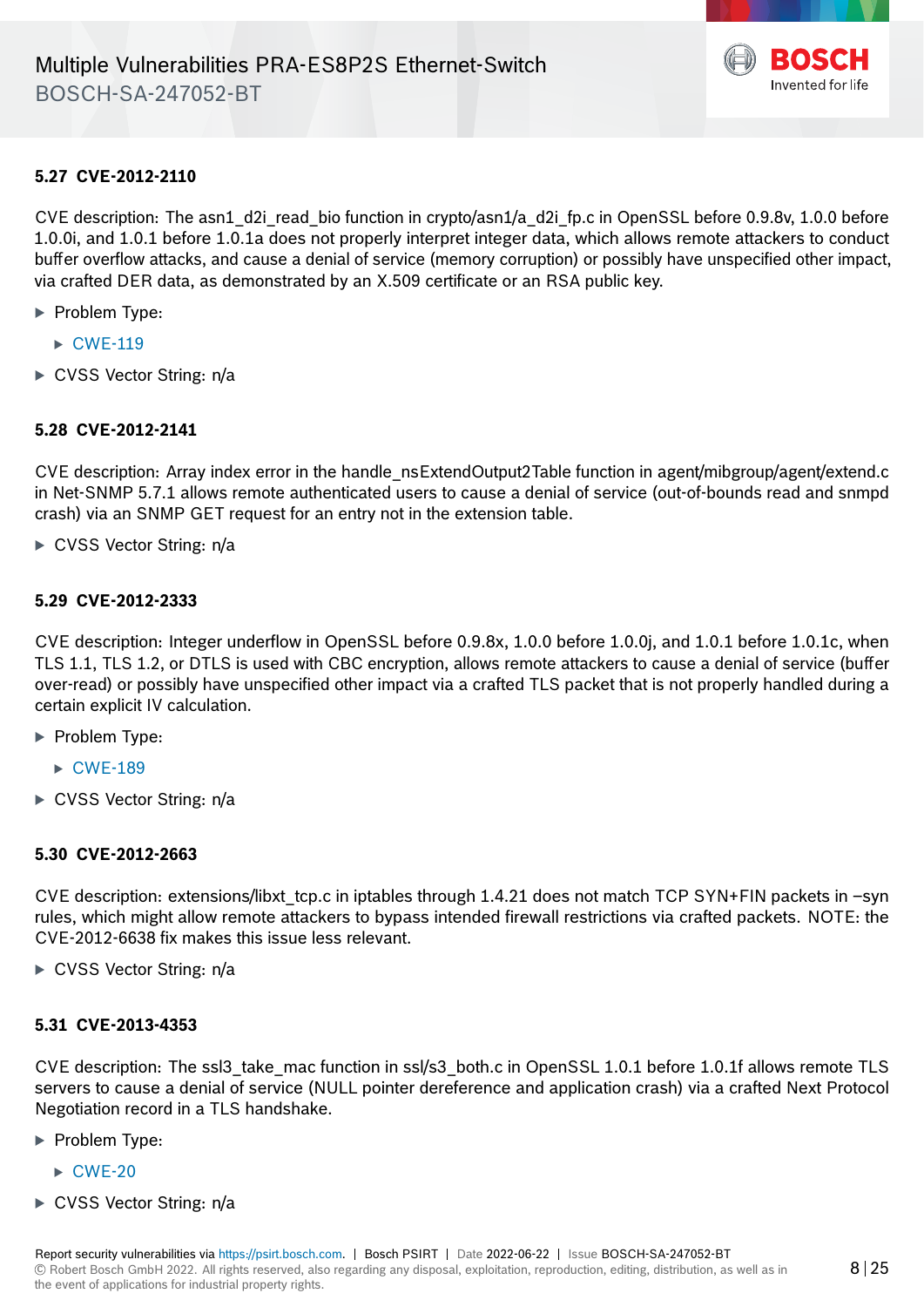### 5.27 CVE-2012-2110

CVE description: The asn1_d2i_read_bio function in crypto/asn1/a_d2i_fp.c in OpenSSL before 0.9.8v, 1.0.0 before 1.0.0i, and 1.0.1 before 1.0.1a does not properly interpret integer data, which allows remote attackers to conduct buffer overflow attacks, and cause a denial of service (memory corruption) or possibly have unspecified other impact, via crafted DER data, as demonstrated by an X.509 certificate or an RSA public key.

- Problem Type:
  - CWE-119
- CVSS Vector String: n/a

### 5.28 CVE-2012-2141

CVE description: Array index error in the handle_nsExtendOutput2Table function in agent/mibgroup/agent/extend.c in Net-SNMP 5.7.1 allows remote authenticated users to cause a denial of service (out-of-bounds read and snmpd crash) via an SNMP GET request for an entry not in the extension table.

- CVSS Vector String: n/a

### 5.29 CVE-2012-2333

CVE description: Integer underflow in OpenSSL before 0.9.8x, 1.0.0 before 1.0.0j, and 1.0.1 before 1.0.1c, when TLS 1.1, TLS 1.2, or DTLS is used with CBC encryption, allows remote attackers to cause a denial of service (buffer over-read) or possibly have unspecified other impact via a crafted TLS packet that is not properly handled during a certain explicit IV calculation.

- Problem Type:
  - CWE-189
- CVSS Vector String: n/a

### 5.30 CVE-2012-2663

CVE description: extensions/libxt_tcp.c in iptables through 1.4.21 does not match TCP SYN+FIN packets in –syn rules, which might allow remote attackers to bypass intended firewall restrictions via crafted packets. NOTE: the CVE-2012-6638 fix makes this issue less relevant.

- CVSS Vector String: n/a

### 5.31 CVE-2013-4353

CVE description: The ssl3_take_mac function in ssl/s3_both.c in OpenSSL 1.0.1 before 1.0.1f allows remote TLS servers to cause a denial of service (NULL pointer dereference and application crash) via a crafted Next Protocol Negotiation record in a TLS handshake.

- Problem Type:
  - CWE-20
- CVSS Vector String: n/a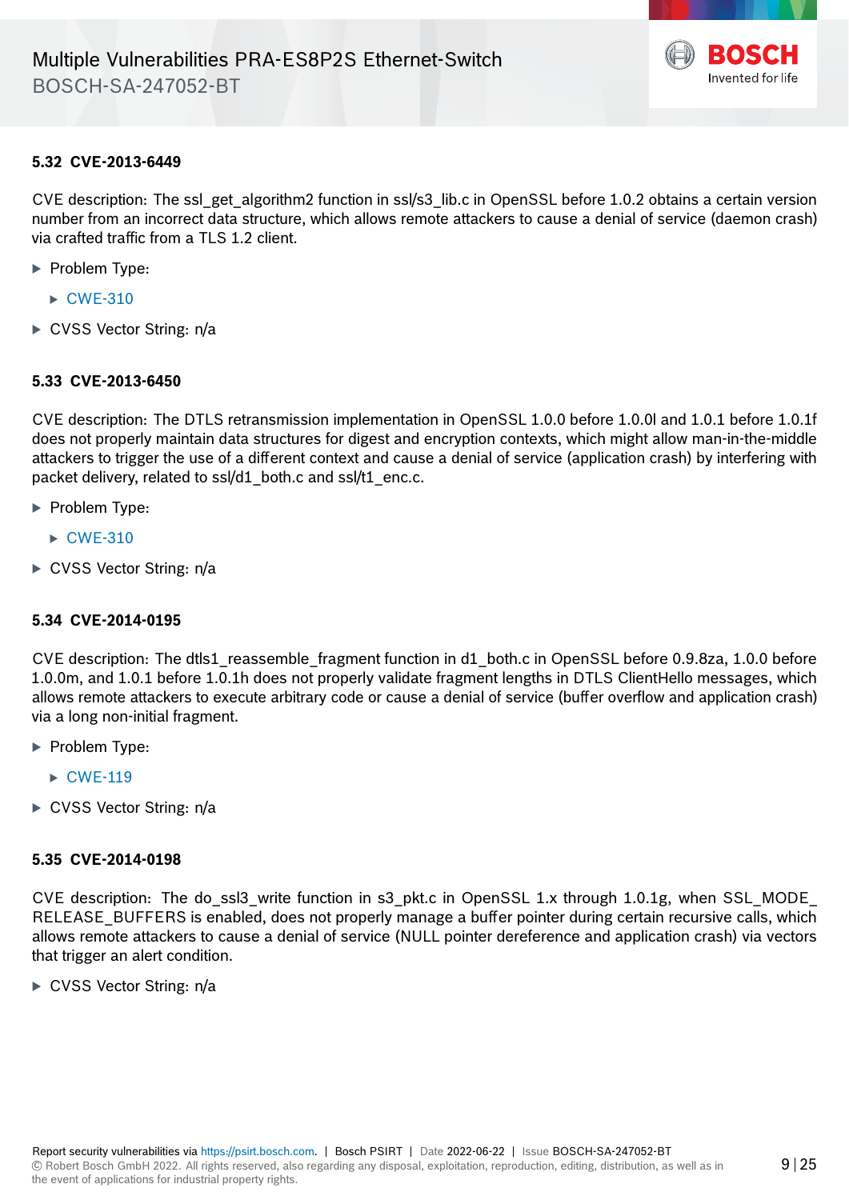### 5.32 CVE-2013-6449

CVE description: The ssl_get_algorithm2 function in ssl/s3_lib.c in OpenSSL before 1.0.2 obtains a certain version number from an incorrect data structure, which allows remote attackers to cause a denial of service (daemon crash) via crafted traffic from a TLS 1.2 client.

- Problem Type:
  - CWE-310
- CVSS Vector String: n/a

### 5.33 CVE-2013-6450

CVE description: The DTLS retransmission implementation in OpenSSL 1.0.0 before 1.0.0l and 1.0.1 before 1.0.1f does not properly maintain data structures for digest and encryption contexts, which might allow man-in-the-middle attackers to trigger the use of a different context and cause a denial of service (application crash) by interfering with packet delivery, related to ssl/d1_both.c and ssl/t1_enc.c.

- Problem Type:
  - CWE-310
- CVSS Vector String: n/a

### 5.34 CVE-2014-0195

CVE description: The dtls1_reassemble_fragment function in d1_both.c in OpenSSL before 0.9.8za, 1.0.0 before 1.0.0m, and 1.0.1 before 1.0.1h does not properly validate fragment lengths in DTLS ClientHello messages, which allows remote attackers to execute arbitrary code or cause a denial of service (buffer overflow and application crash) via a long non-initial fragment.

- Problem Type:
  - CWE-119
- CVSS Vector String: n/a

### 5.35 CVE-2014-0198

CVE description: The do_ssl3_write function in s3_pkt.c in OpenSSL 1.x through 1.0.1g, when SSL_MODE_RELEASE_BUFFERS is enabled, does not properly manage a buffer pointer during certain recursive calls, which allows remote attackers to cause a denial of service (NULL pointer dereference and application crash) via vectors that trigger an alert condition.

- CVSS Vector String: n/a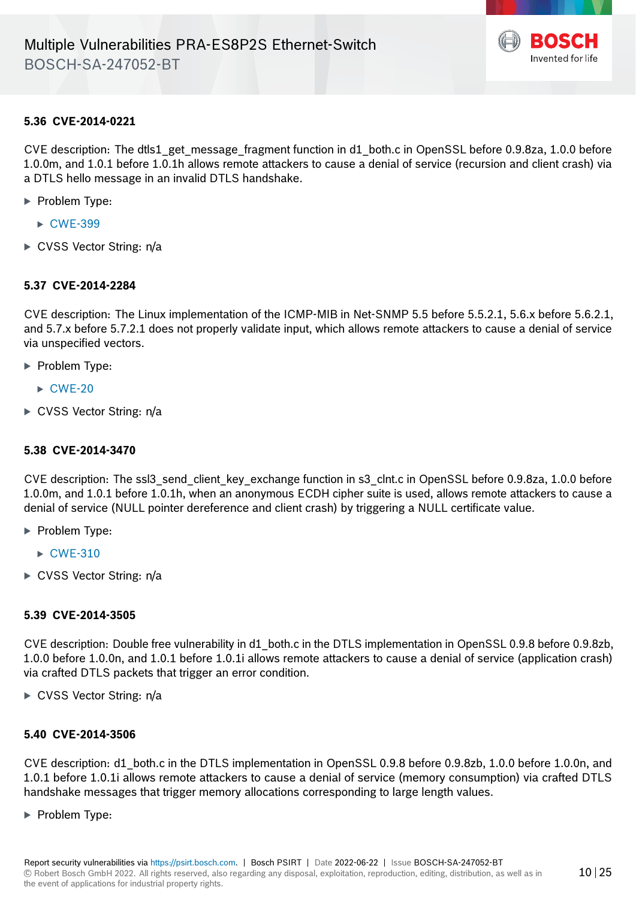### 5.36 CVE-2014-0221

CVE description: The dtls1_get_message_fragment function in d1_both.c in OpenSSL before 0.9.8za, 1.0.0 before 1.0.0m, and 1.0.1 before 1.0.1h allows remote attackers to cause a denial of service (recursion and client crash) via a DTLS hello message in an invalid DTLS handshake.

- Problem Type:
  - CWE-399
- CVSS Vector String: n/a

### 5.37 CVE-2014-2284

CVE description: The Linux implementation of the ICMP-MIB in Net-SNMP 5.5 before 5.5.2.1, 5.6.x before 5.6.2.1, and 5.7.x before 5.7.2.1 does not properly validate input, which allows remote attackers to cause a denial of service via unspecified vectors.

- Problem Type:
  - CWE-20
- CVSS Vector String: n/a

### 5.38 CVE-2014-3470

CVE description: The ssl3_send_client_key_exchange function in s3_clnt.c in OpenSSL before 0.9.8za, 1.0.0 before 1.0.0m, and 1.0.1 before 1.0.1h, when an anonymous ECDH cipher suite is used, allows remote attackers to cause a denial of service (NULL pointer dereference and client crash) by triggering a NULL certificate value.

- Problem Type:
  - CWE-310
- CVSS Vector String: n/a

### 5.39 CVE-2014-3505

CVE description: Double free vulnerability in d1_both.c in the DTLS implementation in OpenSSL 0.9.8 before 0.9.8zb, 1.0.0 before 1.0.0n, and 1.0.1 before 1.0.1i allows remote attackers to cause a denial of service (application crash) via crafted DTLS packets that trigger an error condition.

- CVSS Vector String: n/a

### 5.40 CVE-2014-3506

CVE description: d1_both.c in the DTLS implementation in OpenSSL 0.9.8 before 0.9.8zb, 1.0.0 before 1.0.0n, and 1.0.1 before 1.0.1i allows remote attackers to cause a denial of service (memory consumption) via crafted DTLS handshake messages that trigger memory allocations corresponding to large length values.

- Problem Type: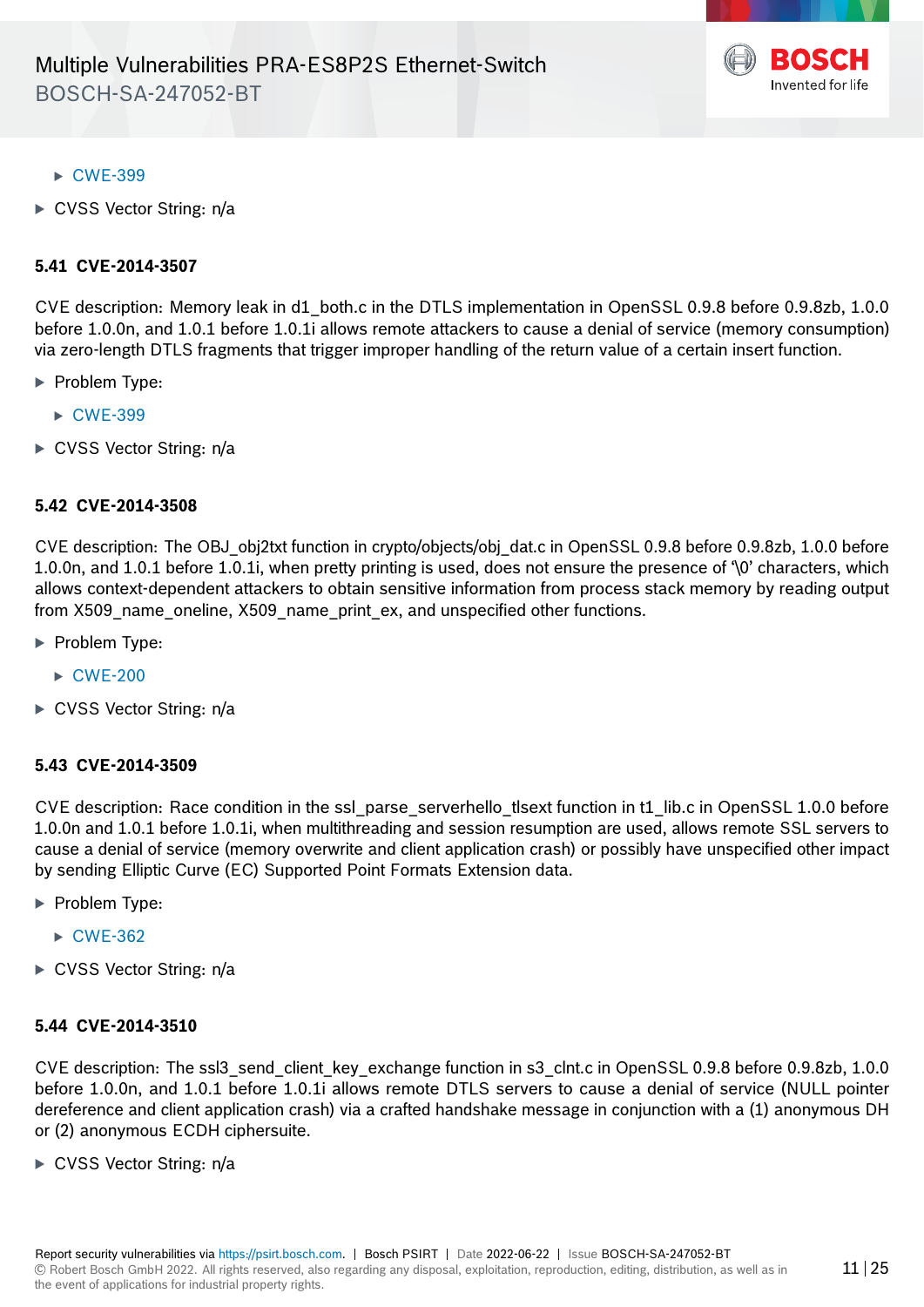- CWE-399
- CVSS Vector String: n/a

### 5.41 CVE-2014-3507

CVE description: Memory leak in d1_both.c in the DTLS implementation in OpenSSL 0.9.8 before 0.9.8zb, 1.0.0 before 1.0.0n, and 1.0.1 before 1.0.1i allows remote attackers to cause a denial of service (memory consumption) via zero-length DTLS fragments that trigger improper handling of the return value of a certain insert function.

- Problem Type:
  - CWE-399
- CVSS Vector String: n/a

### 5.42 CVE-2014-3508

CVE description: The OBJ_obj2txt function in crypto/objects/obj_dat.c in OpenSSL 0.9.8 before 0.9.8zb, 1.0.0 before 1.0.0n, and 1.0.1 before 1.0.1i, when pretty printing is used, does not ensure the presence of '\0' characters, which allows context-dependent attackers to obtain sensitive information from process stack memory by reading output from X509_name_oneline, X509_name_print_ex, and unspecified other functions.

- Problem Type:
  - CWE-200
- CVSS Vector String: n/a

### 5.43 CVE-2014-3509

CVE description: Race condition in the ssl_parse_serverhello_tlsext function in t1_lib.c in OpenSSL 1.0.0 before 1.0.0n and 1.0.1 before 1.0.1i, when multithreading and session resumption are used, allows remote SSL servers to cause a denial of service (memory overwrite and client application crash) or possibly have unspecified other impact by sending Elliptic Curve (EC) Supported Point Formats Extension data.

- Problem Type:
  - CWE-362
- CVSS Vector String: n/a

### 5.44 CVE-2014-3510

CVE description: The ssl3_send_client_key_exchange function in s3_clnt.c in OpenSSL 0.9.8 before 0.9.8zb, 1.0.0 before 1.0.0n, and 1.0.1 before 1.0.1i allows remote DTLS servers to cause a denial of service (NULL pointer dereference and client application crash) via a crafted handshake message in conjunction with a (1) anonymous DH or (2) anonymous ECDH ciphersuite.

- CVSS Vector String: n/a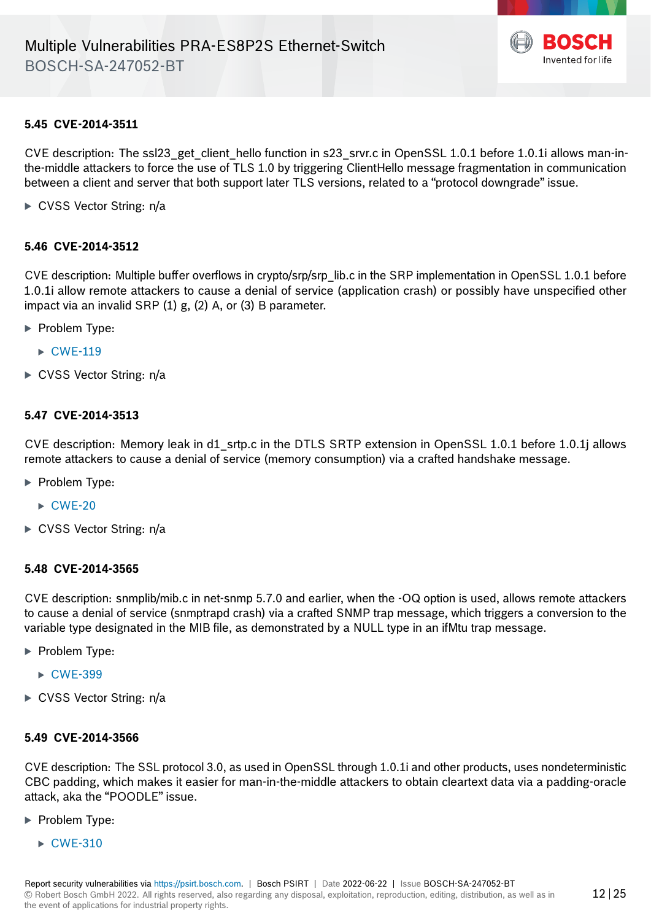### 5.45 CVE-2014-3511

CVE description: The ssl23_get_client_hello function in s23_srvr.c in OpenSSL 1.0.1 before 1.0.1i allows man-in-the-middle attackers to force the use of TLS 1.0 by triggering ClientHello message fragmentation in communication between a client and server that both support later TLS versions, related to a "protocol downgrade" issue.

- CVSS Vector String: n/a

### 5.46 CVE-2014-3512

CVE description: Multiple buffer overflows in crypto/srp/srp_lib.c in the SRP implementation in OpenSSL 1.0.1 before 1.0.1i allow remote attackers to cause a denial of service (application crash) or possibly have unspecified other impact via an invalid SRP (1) g, (2) A, or (3) B parameter.

- Problem Type:
  - CWE-119
- CVSS Vector String: n/a

### 5.47 CVE-2014-3513

CVE description: Memory leak in d1_srtp.c in the DTLS SRTP extension in OpenSSL 1.0.1 before 1.0.1j allows remote attackers to cause a denial of service (memory consumption) via a crafted handshake message.

- Problem Type:
  - CWE-20
- CVSS Vector String: n/a

### 5.48 CVE-2014-3565

CVE description: snmplib/mib.c in net-snmp 5.7.0 and earlier, when the -OQ option is used, allows remote attackers to cause a denial of service (snmptrapd crash) via a crafted SNMP trap message, which triggers a conversion to the variable type designated in the MIB file, as demonstrated by a NULL type in an ifMtu trap message.

- Problem Type:
  - CWE-399
- CVSS Vector String: n/a

### 5.49 CVE-2014-3566

CVE description: The SSL protocol 3.0, as used in OpenSSL through 1.0.1i and other products, uses nondeterministic CBC padding, which makes it easier for man-in-the-middle attackers to obtain cleartext data via a padding-oracle attack, aka the "POODLE" issue.

- Problem Type:
  - CWE-310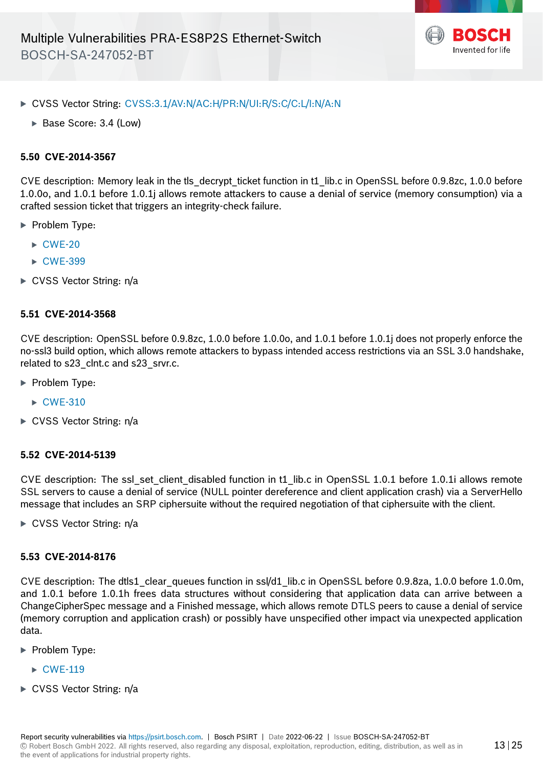- CVSS Vector String: CVSS:3.1/AV:N/AC:H/PR:N/UI:R/S:C/C:L/I:N/A:N
  - Base Score: 3.4 (Low)

### 5.50 CVE-2014-3567

CVE description: Memory leak in the tls_decrypt_ticket function in t1_lib.c in OpenSSL before 0.9.8zc, 1.0.0 before 1.0.0o, and 1.0.1 before 1.0.1j allows remote attackers to cause a denial of service (memory consumption) via a crafted session ticket that triggers an integrity-check failure.

- Problem Type:
  - CWE-20
  - CWE-399
- CVSS Vector String: n/a

### 5.51 CVE-2014-3568

CVE description: OpenSSL before 0.9.8zc, 1.0.0 before 1.0.0o, and 1.0.1 before 1.0.1j does not properly enforce the no-ssl3 build option, which allows remote attackers to bypass intended access restrictions via an SSL 3.0 handshake, related to s23_clnt.c and s23_srvr.c.

- Problem Type:
  - CWE-310
- CVSS Vector String: n/a

### 5.52 CVE-2014-5139

CVE description: The ssl_set_client_disabled function in t1_lib.c in OpenSSL 1.0.1 before 1.0.1i allows remote SSL servers to cause a denial of service (NULL pointer dereference and client application crash) via a ServerHello message that includes an SRP ciphersuite without the required negotiation of that ciphersuite with the client.

- CVSS Vector String: n/a

### 5.53 CVE-2014-8176

CVE description: The dtls1_clear_queues function in ssl/d1_lib.c in OpenSSL before 0.9.8za, 1.0.0 before 1.0.0m, and 1.0.1 before 1.0.1h frees data structures without considering that application data can arrive between a ChangeCipherSpec message and a Finished message, which allows remote DTLS peers to cause a denial of service (memory corruption and application crash) or possibly have unspecified other impact via unexpected application data.

- Problem Type:
  - CWE-119
- CVSS Vector String: n/a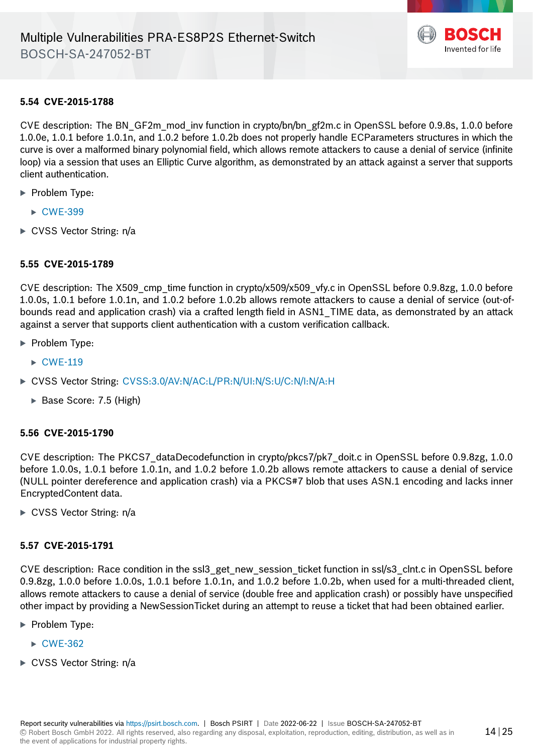### 5.54 CVE-2015-1788

CVE description: The BN_GF2m_mod_inv function in crypto/bn/bn_gf2m.c in OpenSSL before 0.9.8s, 1.0.0 before 1.0.0e, 1.0.1 before 1.0.1n, and 1.0.2 before 1.0.2b does not properly handle ECParameters structures in which the curve is over a malformed binary polynomial field, which allows remote attackers to cause a denial of service (infinite loop) via a session that uses an Elliptic Curve algorithm, as demonstrated by an attack against a server that supports client authentication.

- Problem Type:
  - CWE-399
- CVSS Vector String: n/a

### 5.55 CVE-2015-1789

CVE description: The X509_cmp_time function in crypto/x509/x509_vfy.c in OpenSSL before 0.9.8zg, 1.0.0 before 1.0.0s, 1.0.1 before 1.0.1n, and 1.0.2 before 1.0.2b allows remote attackers to cause a denial of service (out-of-bounds read and application crash) via a crafted length field in ASN1_TIME data, as demonstrated by an attack against a server that supports client authentication with a custom verification callback.

- Problem Type:
  - CWE-119
- CVSS Vector String: CVSS:3.0/AV:N/AC:L/PR:N/UI:N/S:U/C:N/I:N/A:H
  - Base Score: 7.5 (High)

### 5.56 CVE-2015-1790

CVE description: The PKCS7_dataDecodefunction in crypto/pkcs7/pk7_doit.c in OpenSSL before 0.9.8zg, 1.0.0 before 1.0.0s, 1.0.1 before 1.0.1n, and 1.0.2 before 1.0.2b allows remote attackers to cause a denial of service (NULL pointer dereference and application crash) via a PKCS#7 blob that uses ASN.1 encoding and lacks inner EncryptedContent data.

- CVSS Vector String: n/a

### 5.57 CVE-2015-1791

CVE description: Race condition in the ssl3_get_new_session_ticket function in ssl/s3_clnt.c in OpenSSL before 0.9.8zg, 1.0.0 before 1.0.0s, 1.0.1 before 1.0.1n, and 1.0.2 before 1.0.2b, when used for a multi-threaded client, allows remote attackers to cause a denial of service (double free and application crash) or possibly have unspecified other impact by providing a NewSessionTicket during an attempt to reuse a ticket that had been obtained earlier.

- Problem Type:
  - CWE-362
- CVSS Vector String: n/a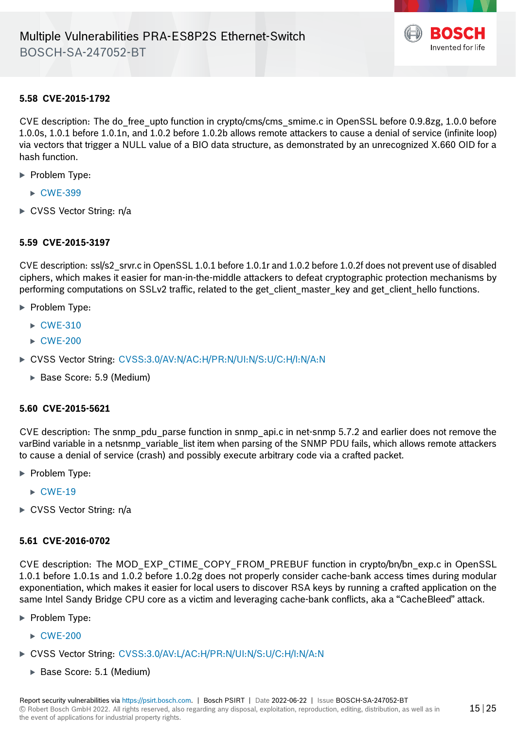### 5.58 CVE-2015-1792

CVE description: The do_free_upto function in crypto/cms/cms_smime.c in OpenSSL before 0.9.8zg, 1.0.0 before 1.0.0s, 1.0.1 before 1.0.1n, and 1.0.2 before 1.0.2b allows remote attackers to cause a denial of service (infinite loop) via vectors that trigger a NULL value of a BIO data structure, as demonstrated by an unrecognized X.660 OID for a hash function.

- Problem Type:
  - CWE-399
- CVSS Vector String: n/a

### 5.59 CVE-2015-3197

CVE description: ssl/s2_srvr.c in OpenSSL 1.0.1 before 1.0.1r and 1.0.2 before 1.0.2f does not prevent use of disabled ciphers, which makes it easier for man-in-the-middle attackers to defeat cryptographic protection mechanisms by performing computations on SSLv2 traffic, related to the get_client_master_key and get_client_hello functions.

- Problem Type:
  - CWE-310
  - CWE-200
- CVSS Vector String: CVSS:3.0/AV:N/AC:H/PR:N/UI:N/S:U/C:H/I:N/A:N
  - Base Score: 5.9 (Medium)

### 5.60 CVE-2015-5621

CVE description: The snmp_pdu_parse function in snmp_api.c in net-snmp 5.7.2 and earlier does not remove the varBind variable in a netsnmp_variable_list item when parsing of the SNMP PDU fails, which allows remote attackers to cause a denial of service (crash) and possibly execute arbitrary code via a crafted packet.

- Problem Type:
  - CWE-19
- CVSS Vector String: n/a

### 5.61 CVE-2016-0702

CVE description: The MOD_EXP_CTIME_COPY_FROM_PREBUF function in crypto/bn/bn_exp.c in OpenSSL 1.0.1 before 1.0.1s and 1.0.2 before 1.0.2g does not properly consider cache-bank access times during modular exponentiation, which makes it easier for local users to discover RSA keys by running a crafted application on the same Intel Sandy Bridge CPU core as a victim and leveraging cache-bank conflicts, aka a “CacheBleed” attack.

- Problem Type:
  - CWE-200
- CVSS Vector String: CVSS:3.0/AV:L/AC:H/PR:N/UI:N/S:U/C:H/I:N/A:N
  - Base Score: 5.1 (Medium)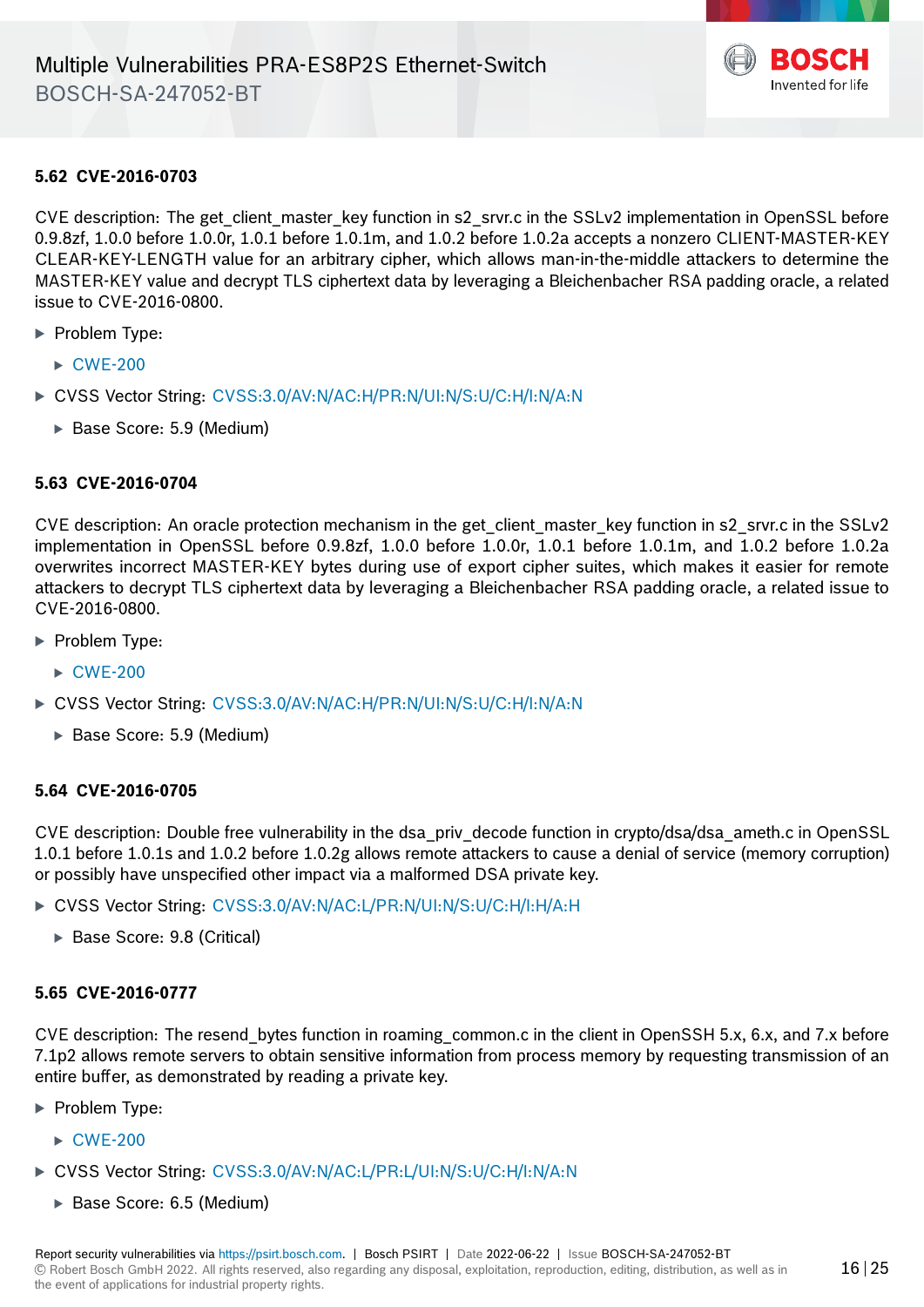### 5.62 CVE-2016-0703

CVE description: The get_client_master_key function in s2_srvr.c in the SSLv2 implementation in OpenSSL before 0.9.8zf, 1.0.0 before 1.0.0r, 1.0.1 before 1.0.1m, and 1.0.2 before 1.0.2a accepts a nonzero CLIENT-MASTER-KEY CLEAR-KEY-LENGTH value for an arbitrary cipher, which allows man-in-the-middle attackers to determine the MASTER-KEY value and decrypt TLS ciphertext data by leveraging a Bleichenbacher RSA padding oracle, a related issue to CVE-2016-0800.

- Problem Type:
  - CWE-200
- CVSS Vector String: CVSS:3.0/AV:N/AC:H/PR:N/UI:N/S:U/C:H/I:N/A:N
  - Base Score: 5.9 (Medium)

### 5.63 CVE-2016-0704

CVE description: An oracle protection mechanism in the get_client_master_key function in s2_srvr.c in the SSLv2 implementation in OpenSSL before 0.9.8zf, 1.0.0 before 1.0.0r, 1.0.1 before 1.0.1m, and 1.0.2 before 1.0.2a overwrites incorrect MASTER-KEY bytes during use of export cipher suites, which makes it easier for remote attackers to decrypt TLS ciphertext data by leveraging a Bleichenbacher RSA padding oracle, a related issue to CVE-2016-0800.

- Problem Type:
  - CWE-200
- CVSS Vector String: CVSS:3.0/AV:N/AC:H/PR:N/UI:N/S:U/C:H/I:N/A:N
  - Base Score: 5.9 (Medium)

### 5.64 CVE-2016-0705

CVE description: Double free vulnerability in the dsa_priv_decode function in crypto/dsa/dsa_ameth.c in OpenSSL 1.0.1 before 1.0.1s and 1.0.2 before 1.0.2g allows remote attackers to cause a denial of service (memory corruption) or possibly have unspecified other impact via a malformed DSA private key.

- CVSS Vector String: CVSS:3.0/AV:N/AC:L/PR:N/UI:N/S:U/C:H/I:H/A:H
  - Base Score: 9.8 (Critical)

### 5.65 CVE-2016-0777

CVE description: The resend_bytes function in roaming_common.c in the client in OpenSSH 5.x, 6.x, and 7.x before 7.1p2 allows remote servers to obtain sensitive information from process memory by requesting transmission of an entire buffer, as demonstrated by reading a private key.

- Problem Type:
  - CWE-200
- CVSS Vector String: CVSS:3.0/AV:N/AC:L/PR:L/UI:N/S:U/C:H/I:N/A:N
  - Base Score: 6.5 (Medium)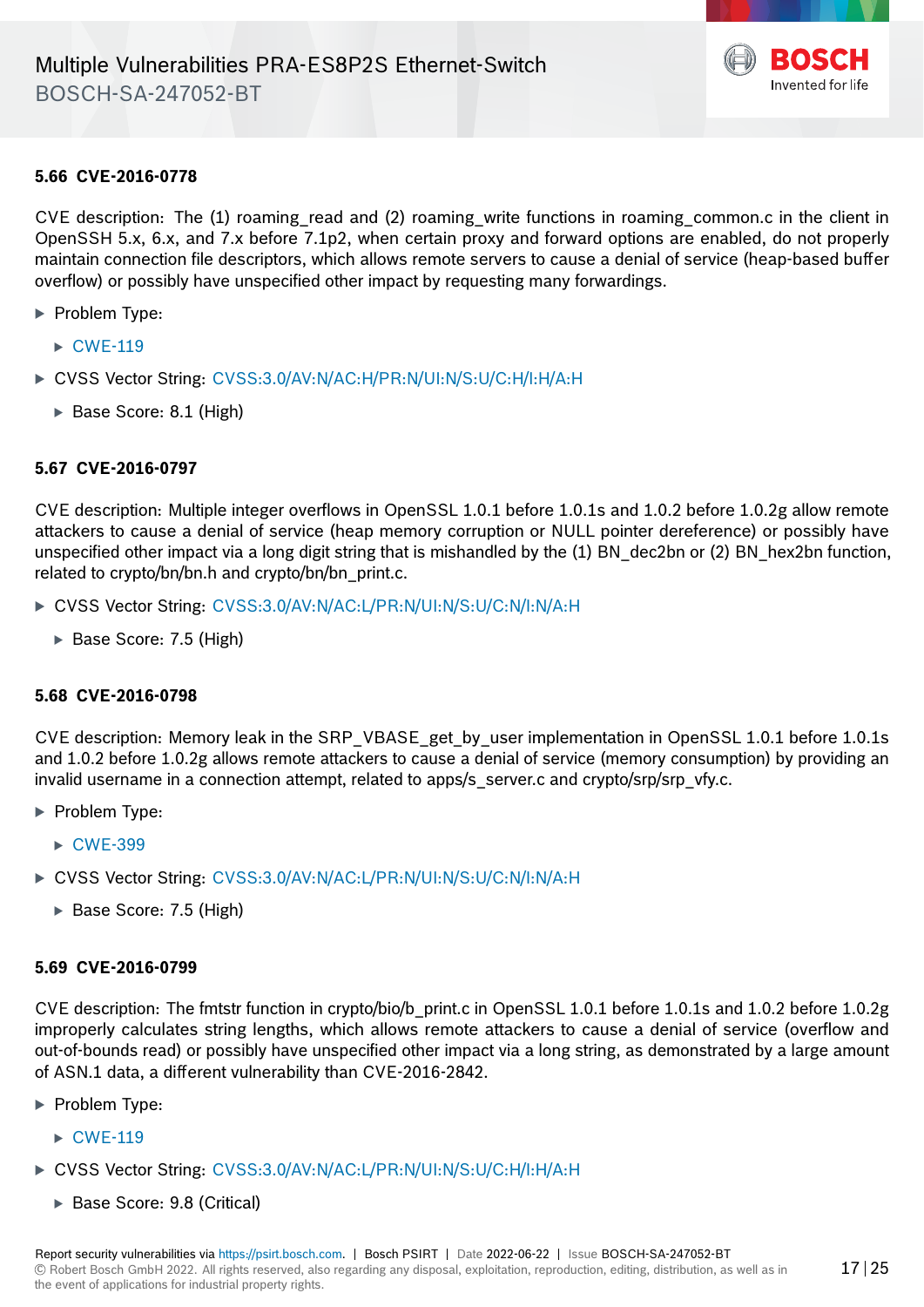### 5.66 CVE-2016-0778

CVE description: The (1) roaming_read and (2) roaming_write functions in roaming_common.c in the client in OpenSSH 5.x, 6.x, and 7.x before 7.1p2, when certain proxy and forward options are enabled, do not properly maintain connection file descriptors, which allows remote servers to cause a denial of service (heap-based buffer overflow) or possibly have unspecified other impact by requesting many forwardings.

- Problem Type:
  - CWE-119
- CVSS Vector String: CVSS:3.0/AV:N/AC:H/PR:N/UI:N/S:U/C:H/I:H/A:H
  - Base Score: 8.1 (High)

### 5.67 CVE-2016-0797

CVE description: Multiple integer overflows in OpenSSL 1.0.1 before 1.0.1s and 1.0.2 before 1.0.2g allow remote attackers to cause a denial of service (heap memory corruption or NULL pointer dereference) or possibly have unspecified other impact via a long digit string that is mishandled by the (1) BN_dec2bn or (2) BN_hex2bn function, related to crypto/bn/bn.h and crypto/bn/bn_print.c.

- CVSS Vector String: CVSS:3.0/AV:N/AC:L/PR:N/UI:N/S:U/C:N/I:N/A:H
  - Base Score: 7.5 (High)

### 5.68 CVE-2016-0798

CVE description: Memory leak in the SRP_VBASE_get_by_user implementation in OpenSSL 1.0.1 before 1.0.1s and 1.0.2 before 1.0.2g allows remote attackers to cause a denial of service (memory consumption) by providing an invalid username in a connection attempt, related to apps/s_server.c and crypto/srp/srp_vfy.c.

- Problem Type:
  - CWE-399
- CVSS Vector String: CVSS:3.0/AV:N/AC:L/PR:N/UI:N/S:U/C:N/I:N/A:H
  - Base Score: 7.5 (High)

### 5.69 CVE-2016-0799

CVE description: The fmtstr function in crypto/bio/b_print.c in OpenSSL 1.0.1 before 1.0.1s and 1.0.2 before 1.0.2g improperly calculates string lengths, which allows remote attackers to cause a denial of service (overflow and out-of-bounds read) or possibly have unspecified other impact via a long string, as demonstrated by a large amount of ASN.1 data, a different vulnerability than CVE-2016-2842.

- Problem Type:
  - CWE-119
- CVSS Vector String: CVSS:3.0/AV:N/AC:L/PR:N/UI:N/S:U/C:H/I:H/A:H
  - Base Score: 9.8 (Critical)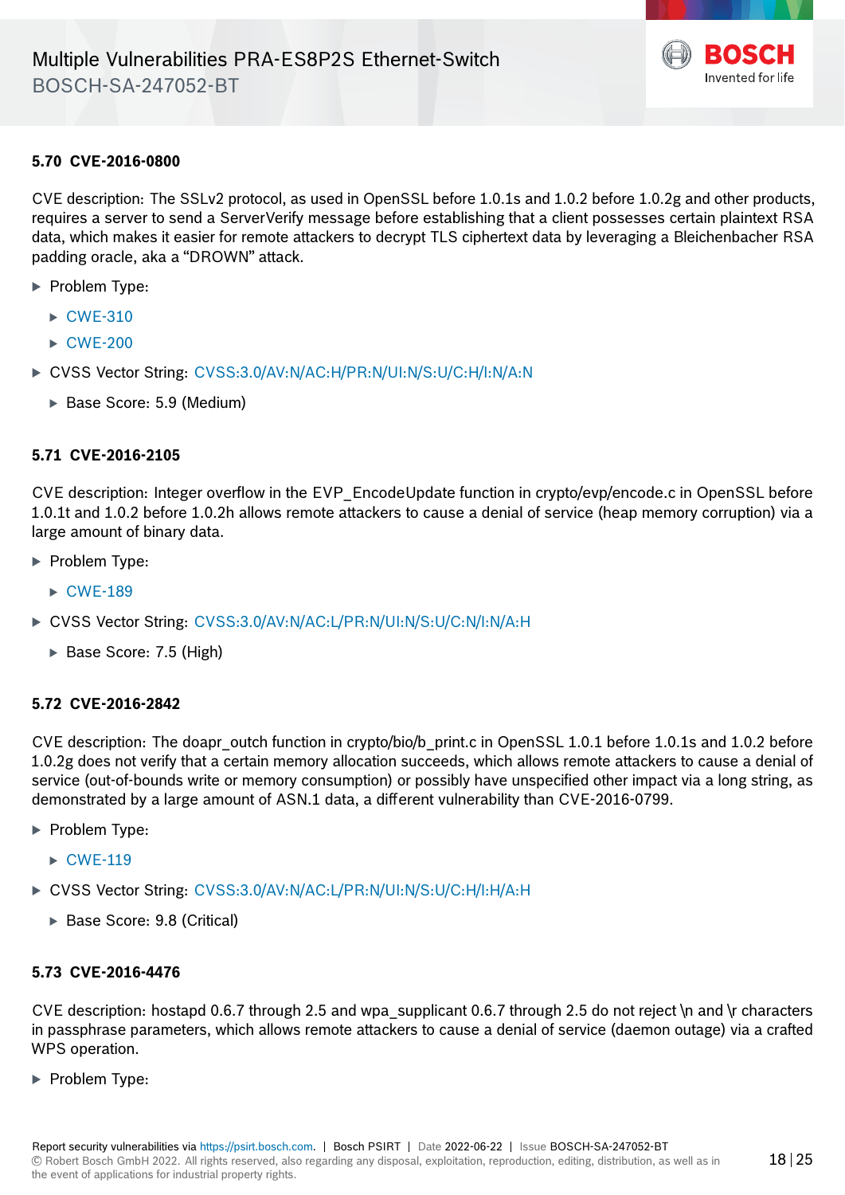### 5.70 CVE-2016-0800

CVE description: The SSLv2 protocol, as used in OpenSSL before 1.0.1s and 1.0.2 before 1.0.2g and other products, requires a server to send a ServerVerify message before establishing that a client possesses certain plaintext RSA data, which makes it easier for remote attackers to decrypt TLS ciphertext data by leveraging a Bleichenbacher RSA padding oracle, aka a “DROWN” attack.

- Problem Type:
  - CWE-310
  - CWE-200
- CVSS Vector String: CVSS:3.0/AV:N/AC:H/PR:N/UI:N/S:U/C:H/I:N/A:N
  - Base Score: 5.9 (Medium)

### 5.71 CVE-2016-2105

CVE description: Integer overflow in the EVP_EncodeUpdate function in crypto/evp/encode.c in OpenSSL before 1.0.1t and 1.0.2 before 1.0.2h allows remote attackers to cause a denial of service (heap memory corruption) via a large amount of binary data.

- Problem Type:
  - CWE-189
- CVSS Vector String: CVSS:3.0/AV:N/AC:L/PR:N/UI:N/S:U/C:N/I:N/A:H
  - Base Score: 7.5 (High)

### 5.72 CVE-2016-2842

CVE description: The doapr_outch function in crypto/bio/b_print.c in OpenSSL 1.0.1 before 1.0.1s and 1.0.2 before 1.0.2g does not verify that a certain memory allocation succeeds, which allows remote attackers to cause a denial of service (out-of-bounds write or memory consumption) or possibly have unspecified other impact via a long string, as demonstrated by a large amount of ASN.1 data, a different vulnerability than CVE-2016-0799.

- Problem Type:
  - CWE-119
- CVSS Vector String: CVSS:3.0/AV:N/AC:L/PR:N/UI:N/S:U/C:H/I:H/A:H
  - Base Score: 9.8 (Critical)

### 5.73 CVE-2016-4476

CVE description: hostapd 0.6.7 through 2.5 and wpa_supplicant 0.6.7 through 2.5 do not reject \n and \r characters in passphrase parameters, which allows remote attackers to cause a denial of service (daemon outage) via a crafted WPS operation.

- Problem Type: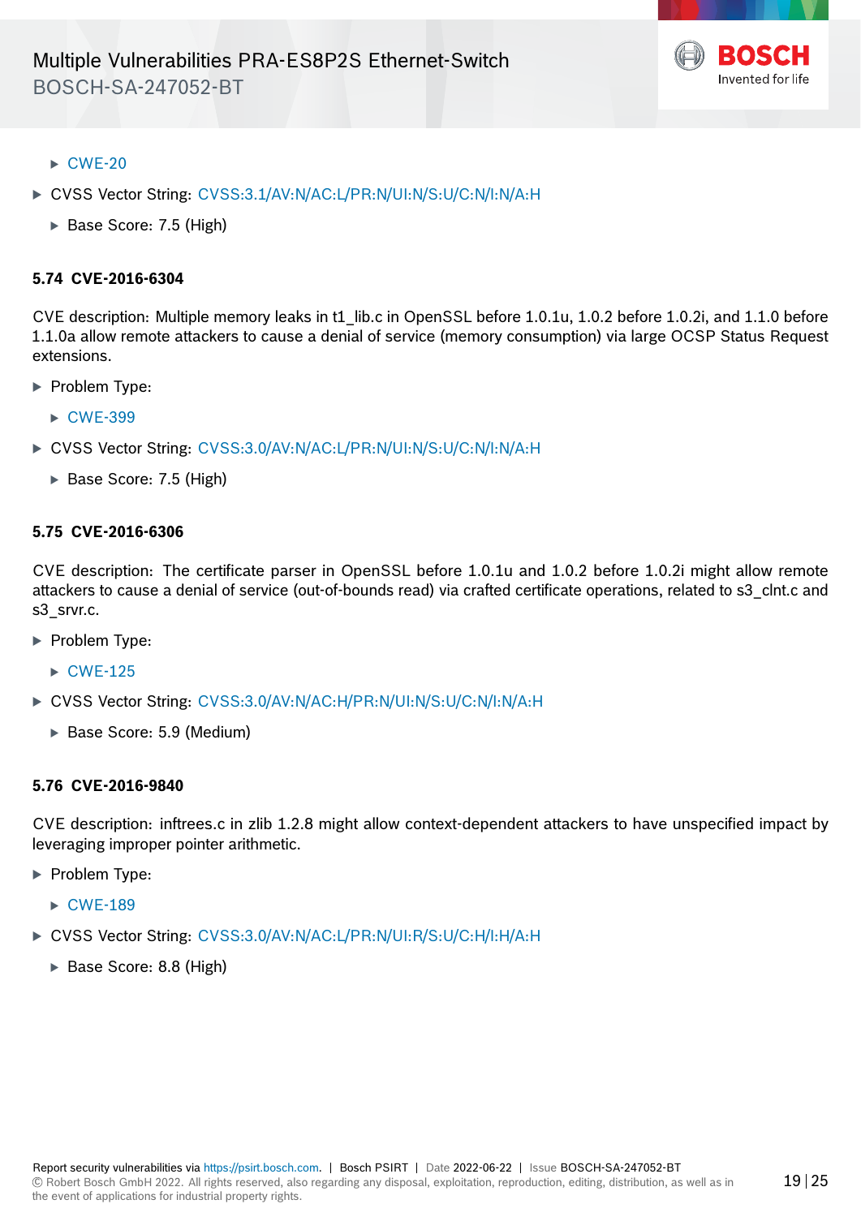- CWE-20
- CVSS Vector String: CVSS:3.1/AV:N/AC:L/PR:N/UI:N/S:U/C:N/I:N/A:H
  - Base Score: 7.5 (High)

### 5.74 CVE-2016-6304

CVE description: Multiple memory leaks in t1_lib.c in OpenSSL before 1.0.1u, 1.0.2 before 1.0.2i, and 1.1.0 before 1.1.0a allow remote attackers to cause a denial of service (memory consumption) via large OCSP Status Request extensions.

- Problem Type:
  - CWE-399
- CVSS Vector String: CVSS:3.0/AV:N/AC:L/PR:N/UI:N/S:U/C:N/I:N/A:H
  - Base Score: 7.5 (High)

### 5.75 CVE-2016-6306

CVE description: The certificate parser in OpenSSL before 1.0.1u and 1.0.2 before 1.0.2i might allow remote attackers to cause a denial of service (out-of-bounds read) via crafted certificate operations, related to s3_clnt.c and s3_srvr.c.

- Problem Type:
  - CWE-125
- CVSS Vector String: CVSS:3.0/AV:N/AC:H/PR:N/UI:N/S:U/C:N/I:N/A:H
  - Base Score: 5.9 (Medium)

### 5.76 CVE-2016-9840

CVE description: inftrees.c in zlib 1.2.8 might allow context-dependent attackers to have unspecified impact by leveraging improper pointer arithmetic.

- Problem Type:
  - CWE-189
- CVSS Vector String: CVSS:3.0/AV:N/AC:L/PR:N/UI:R/S:U/C:H/I:H/A:H
  - Base Score: 8.8 (High)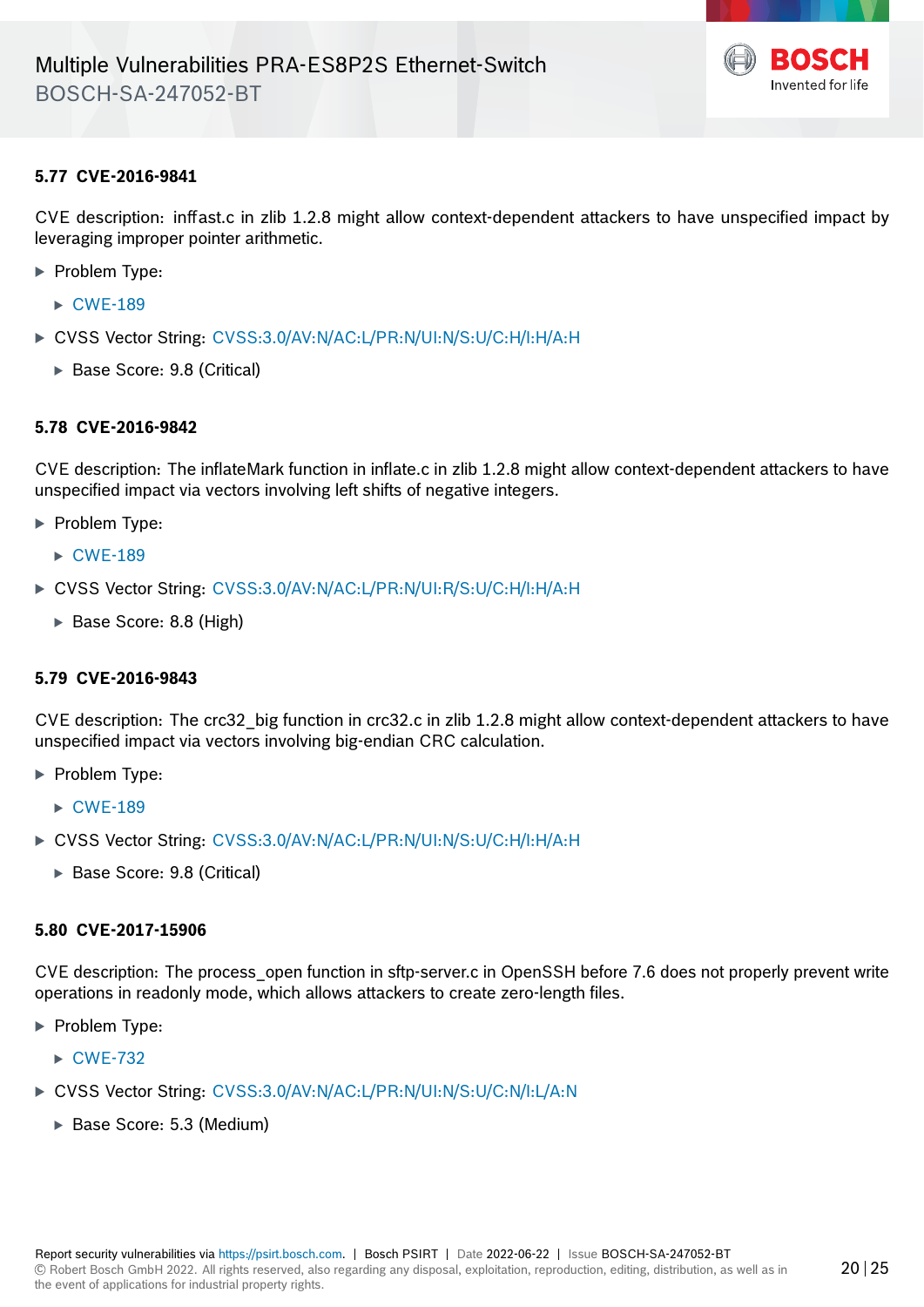### 5.77 CVE-2016-9841

CVE description: inffast.c in zlib 1.2.8 might allow context-dependent attackers to have unspecified impact by leveraging improper pointer arithmetic.

- Problem Type:
  - CWE-189
- CVSS Vector String: CVSS:3.0/AV:N/AC:L/PR:N/UI:N/S:U/C:H/I:H/A:H
  - Base Score: 9.8 (Critical)

### 5.78 CVE-2016-9842

CVE description: The inflateMark function in inflate.c in zlib 1.2.8 might allow context-dependent attackers to have unspecified impact via vectors involving left shifts of negative integers.

- Problem Type:
  - CWE-189
- CVSS Vector String: CVSS:3.0/AV:N/AC:L/PR:N/UI:R/S:U/C:H/I:H/A:H
  - Base Score: 8.8 (High)

### 5.79 CVE-2016-9843

CVE description: The crc32_big function in crc32.c in zlib 1.2.8 might allow context-dependent attackers to have unspecified impact via vectors involving big-endian CRC calculation.

- Problem Type:
  - CWE-189
- CVSS Vector String: CVSS:3.0/AV:N/AC:L/PR:N/UI:N/S:U/C:H/I:H/A:H
  - Base Score: 9.8 (Critical)

### 5.80 CVE-2017-15906

CVE description: The process_open function in sftp-server.c in OpenSSH before 7.6 does not properly prevent write operations in readonly mode, which allows attackers to create zero-length files.

- Problem Type:
  - CWE-732
- CVSS Vector String: CVSS:3.0/AV:N/AC:L/PR:N/UI:N/S:U/C:N/I:L/A:N
  - Base Score: 5.3 (Medium)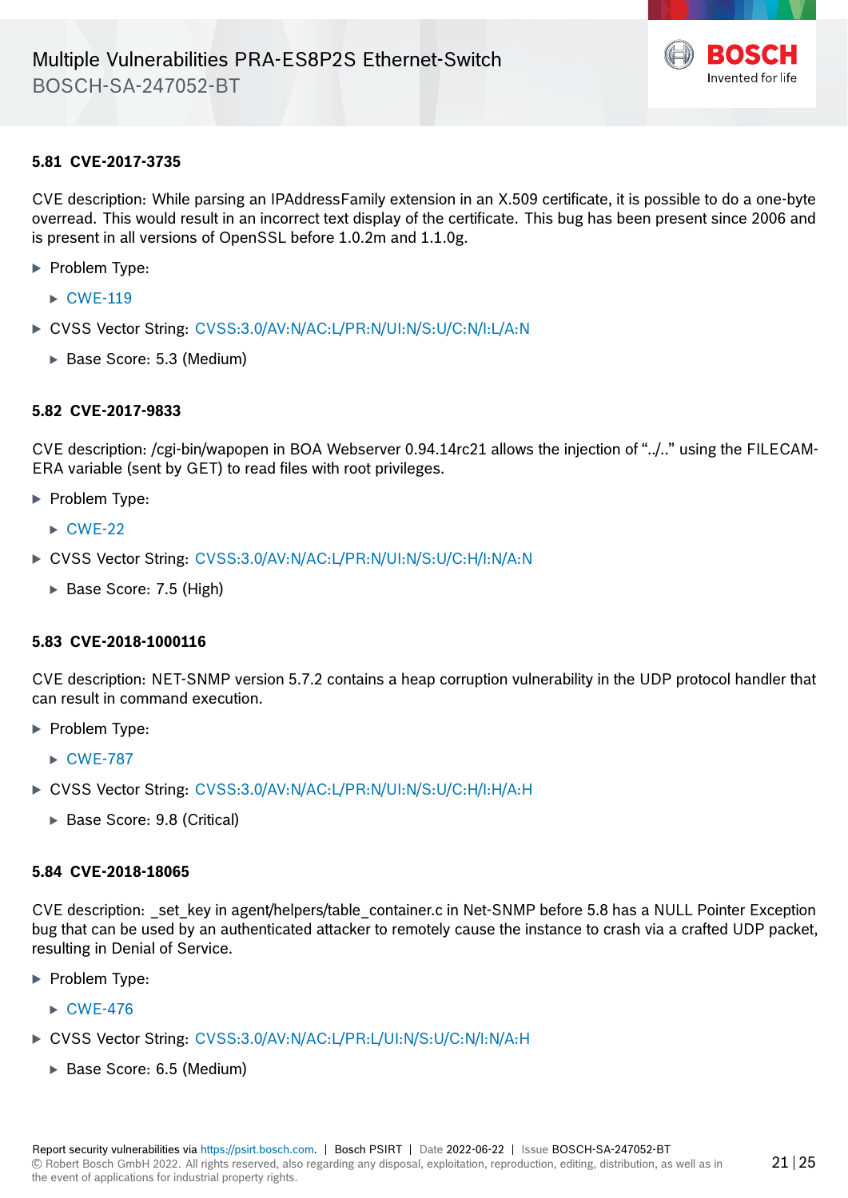### 5.81 CVE-2017-3735

CVE description: While parsing an IPAddressFamily extension in an X.509 certificate, it is possible to do a one-byte overread. This would result in an incorrect text display of the certificate. This bug has been present since 2006 and is present in all versions of OpenSSL before 1.0.2m and 1.1.0g.

- Problem Type:
  - CWE-119
- CVSS Vector String: CVSS:3.0/AV:N/AC:L/PR:N/UI:N/S:U/C:N/I:L/A:N
  - Base Score: 5.3 (Medium)

### 5.82 CVE-2017-9833

CVE description: /cgi-bin/wapopen in BOA Webserver 0.94.14rc21 allows the injection of "../.." using the FILECAMERA variable (sent by GET) to read files with root privileges.

- Problem Type:
  - CWE-22
- CVSS Vector String: CVSS:3.0/AV:N/AC:L/PR:N/UI:N/S:U/C:H/I:N/A:N
  - Base Score: 7.5 (High)

### 5.83 CVE-2018-1000116

CVE description: NET-SNMP version 5.7.2 contains a heap corruption vulnerability in the UDP protocol handler that can result in command execution.

- Problem Type:
  - CWE-787
- CVSS Vector String: CVSS:3.0/AV:N/AC:L/PR:N/UI:N/S:U/C:H/I:H/A:H
  - Base Score: 9.8 (Critical)

### 5.84 CVE-2018-18065

CVE description: _set_key in agent/helpers/table_container.c in Net-SNMP before 5.8 has a NULL Pointer Exception bug that can be used by an authenticated attacker to remotely cause the instance to crash via a crafted UDP packet, resulting in Denial of Service.

- Problem Type:
  - CWE-476
- CVSS Vector String: CVSS:3.0/AV:N/AC:L/PR:L/UI:N/S:U/C:N/I:N/A:H
  - Base Score: 6.5 (Medium)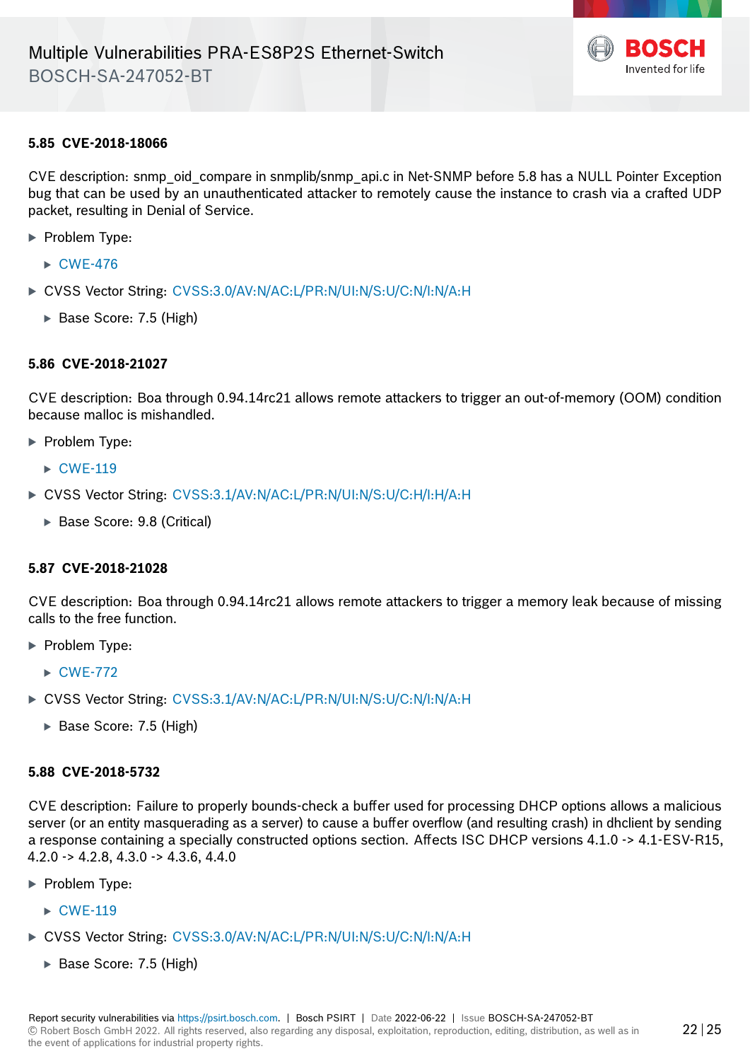### 5.85 CVE-2018-18066

CVE description: snmp_oid_compare in snmplib/snmp_api.c in Net-SNMP before 5.8 has a NULL Pointer Exception bug that can be used by an unauthenticated attacker to remotely cause the instance to crash via a crafted UDP packet, resulting in Denial of Service.

- Problem Type:
  - CWE-476
- CVSS Vector String: CVSS:3.0/AV:N/AC:L/PR:N/UI:N/S:U/C:N/I:N/A:H
  - Base Score: 7.5 (High)

### 5.86 CVE-2018-21027

CVE description: Boa through 0.94.14rc21 allows remote attackers to trigger an out-of-memory (OOM) condition because malloc is mishandled.

- Problem Type:
  - CWE-119
- CVSS Vector String: CVSS:3.1/AV:N/AC:L/PR:N/UI:N/S:U/C:H/I:H/A:H
  - Base Score: 9.8 (Critical)

### 5.87 CVE-2018-21028

CVE description: Boa through 0.94.14rc21 allows remote attackers to trigger a memory leak because of missing calls to the free function.

- Problem Type:
  - CWE-772
- CVSS Vector String: CVSS:3.1/AV:N/AC:L/PR:N/UI:N/S:U/C:N/I:N/A:H
  - Base Score: 7.5 (High)

### 5.88 CVE-2018-5732

CVE description: Failure to properly bounds-check a buffer used for processing DHCP options allows a malicious server (or an entity masquerading as a server) to cause a buffer overflow (and resulting crash) in dhclient by sending a response containing a specially constructed options section. Affects ISC DHCP versions 4.1.0 -> 4.1-ESV-R15, 4.2.0 -> 4.2.8, 4.3.0 -> 4.3.6, 4.4.0

- Problem Type:
  - CWE-119
- CVSS Vector String: CVSS:3.0/AV:N/AC:L/PR:N/UI:N/S:U/C:N/I:N/A:H
  - Base Score: 7.5 (High)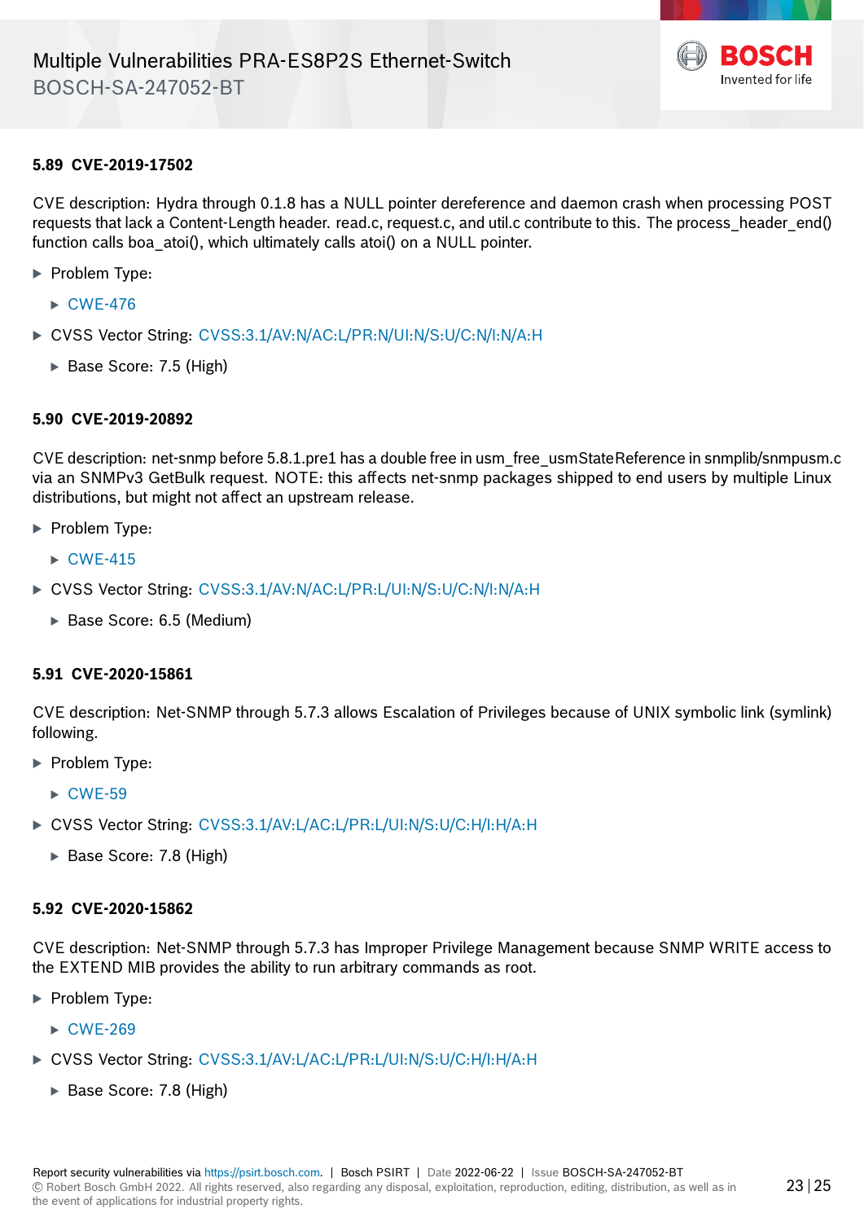### 5.89 CVE-2019-17502

CVE description: Hydra through 0.1.8 has a NULL pointer dereference and daemon crash when processing POST requests that lack a Content-Length header. read.c, request.c, and util.c contribute to this. The process_header_end() function calls boa_atoi(), which ultimately calls atoi() on a NULL pointer.

- Problem Type:
  - CWE-476
- CVSS Vector String: CVSS:3.1/AV:N/AC:L/PR:N/UI:N/S:U/C:N/I:N/A:H
  - Base Score: 7.5 (High)

### 5.90 CVE-2019-20892

CVE description: net-snmp before 5.8.1.pre1 has a double free in usm_free_usmStateReference in snmplib/snmpusm.c via an SNMPv3 GetBulk request. NOTE: this affects net-snmp packages shipped to end users by multiple Linux distributions, but might not affect an upstream release.

- Problem Type:
  - CWE-415
- CVSS Vector String: CVSS:3.1/AV:N/AC:L/PR:L/UI:N/S:U/C:N/I:N/A:H
  - Base Score: 6.5 (Medium)

### 5.91 CVE-2020-15861

CVE description: Net-SNMP through 5.7.3 allows Escalation of Privileges because of UNIX symbolic link (symlink) following.

- Problem Type:
  - CWE-59
- CVSS Vector String: CVSS:3.1/AV:L/AC:L/PR:L/UI:N/S:U/C:H/I:H/A:H
  - Base Score: 7.8 (High)

### 5.92 CVE-2020-15862

CVE description: Net-SNMP through 5.7.3 has Improper Privilege Management because SNMP WRITE access to the EXTEND MIB provides the ability to run arbitrary commands as root.

- Problem Type:
  - CWE-269
- CVSS Vector String: CVSS:3.1/AV:L/AC:L/PR:L/UI:N/S:U/C:H/I:H/A:H
  - Base Score: 7.8 (High)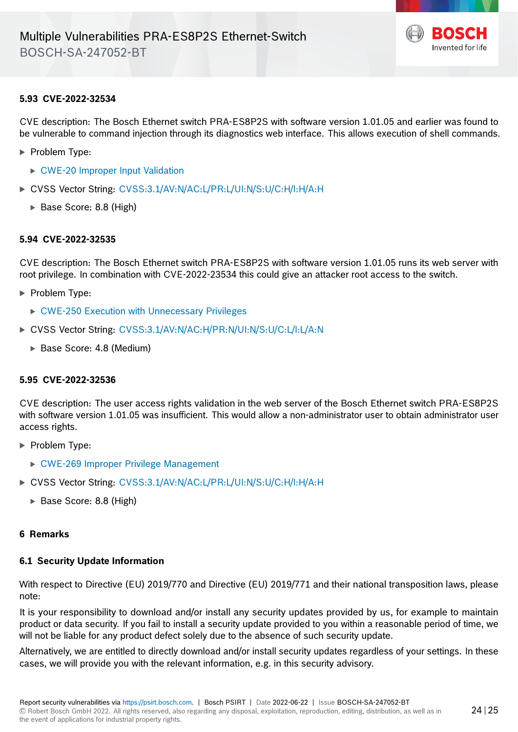### 5.93 CVE-2022-32534

CVE description: The Bosch Ethernet switch PRA-ES8P2S with software version 1.01.05 and earlier was found to be vulnerable to command injection through its diagnostics web interface. This allows execution of shell commands.

- Problem Type:
  - CWE-20 Improper Input Validation
- CVSS Vector String: CVSS:3.1/AV:N/AC:L/PR:L/UI:N/S:U/C:H/I:H/A:H
  - Base Score: 8.8 (High)

### 5.94 CVE-2022-32535

CVE description: The Bosch Ethernet switch PRA-ES8P2S with software version 1.01.05 runs its web server with root privilege. In combination with CVE-2022-23534 this could give an attacker root access to the switch.

- Problem Type:
  - CWE-250 Execution with Unnecessary Privileges
- CVSS Vector String: CVSS:3.1/AV:N/AC:H/PR:N/UI:N/S:U/C:L/I:L/A:N
  - Base Score: 4.8 (Medium)

### 5.95 CVE-2022-32536

CVE description: The user access rights validation in the web server of the Bosch Ethernet switch PRA-ES8P2S with software version 1.01.05 was insufficient. This would allow a non-administrator user to obtain administrator user access rights.

- Problem Type:
  - CWE-269 Improper Privilege Management
- CVSS Vector String: CVSS:3.1/AV:N/AC:L/PR:L/UI:N/S:U/C:H/I:H/A:H
  - Base Score: 8.8 (High)

## 6 Remarks

### 6.1 Security Update Information

With respect to Directive (EU) 2019/770 and Directive (EU) 2019/771 and their national transposition laws, please note:

It is your responsibility to download and/or install any security updates provided by us, for example to maintain product or data security. If you fail to install a security update provided to you within a reasonable period of time, we will not be liable for any product defect solely due to the absence of such security update.

Alternatively, we are entitled to directly download and/or install security updates regardless of your settings. In these cases, we will provide you with the relevant information, e.g. in this security advisory.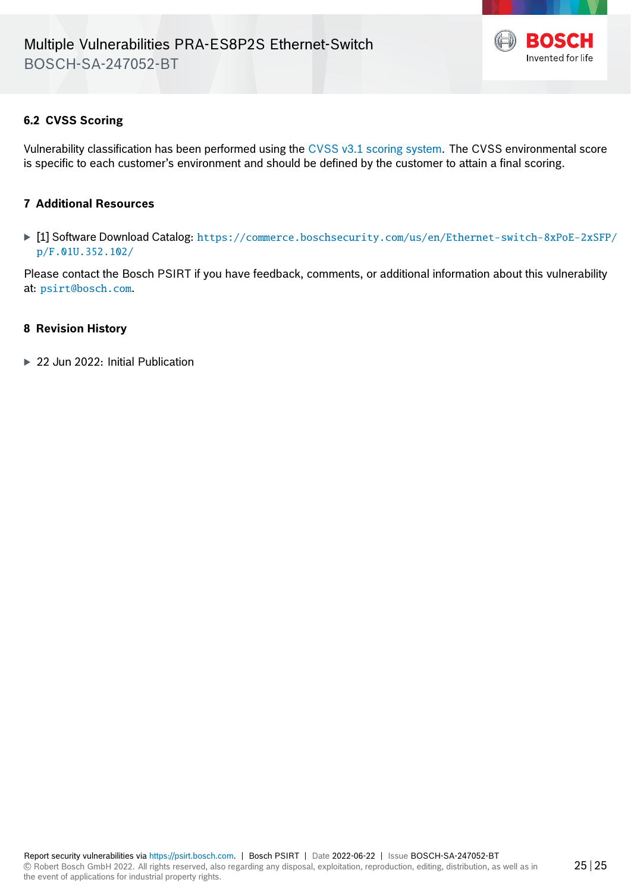### 6.2 CVSS Scoring

Vulnerability classification has been performed using the CVSS v3.1 scoring system. The CVSS environmental score is specific to each customer's environment and should be defined by the customer to attain a final scoring.

## 7 Additional Resources

- [1] Software Download Catalog: https://commerce.boschsecurity.com/us/en/Ethernet-switch-8xPoE-2xSFP/p/F.01U.352.102/

Please contact the Bosch PSIRT if you have feedback, comments, or additional information about this vulnerability at: psirt@bosch.com.

## 8 Revision History

- 22 Jun 2022: Initial Publication